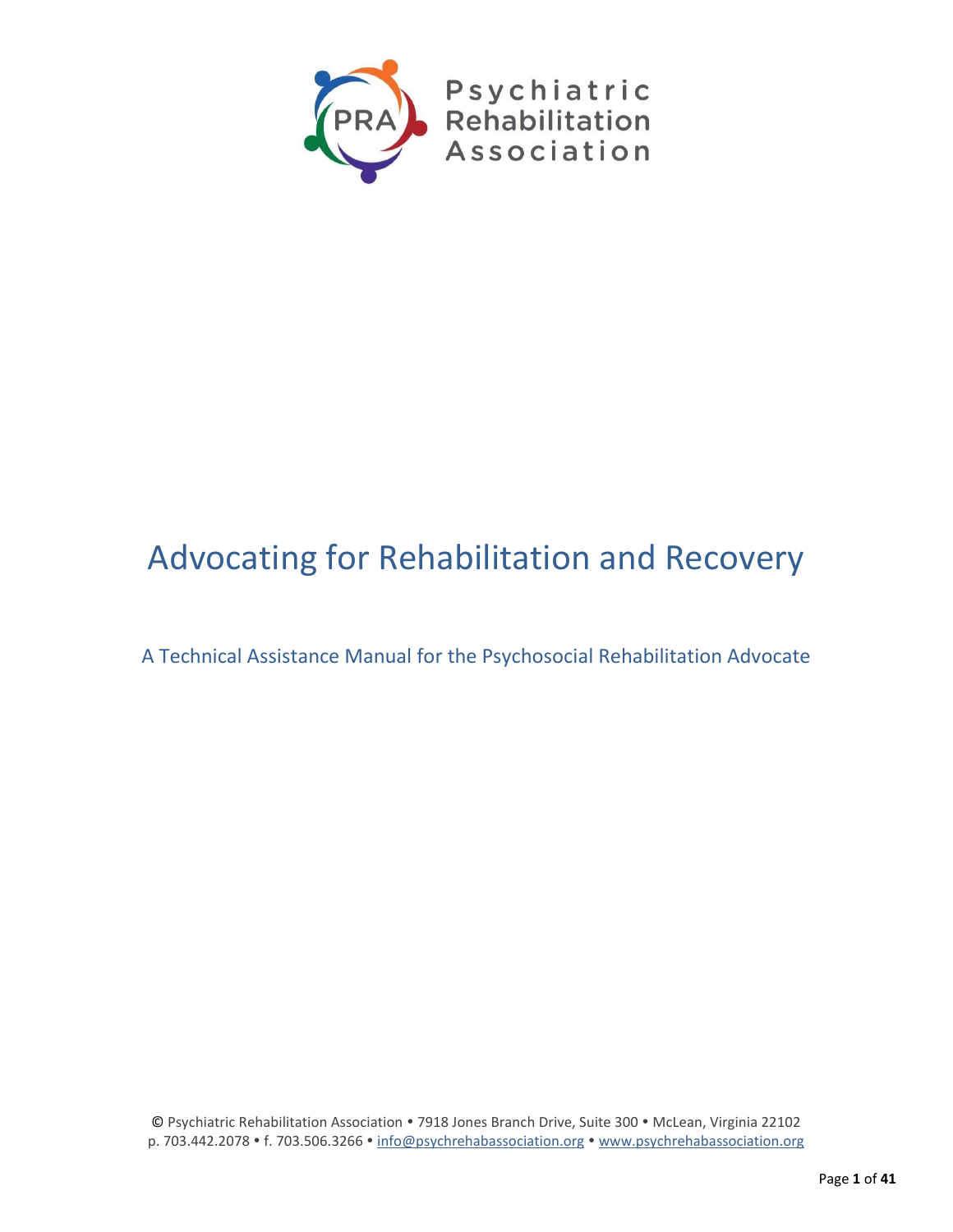Psychiatric Rehabilitation Association

# Advocating for Rehabilitation and Recovery

## A Technical Assistance Manual for the Psychosocial Rehabilitation Advocate

© Psychiatric Rehabilitation Association • 7918 Jones Branch Drive, Suite 300 • McLean, Virginia 22102
p. 703.442.2078 • f. 703.506.3266 • info@psychrehabassociation.org • www.psychrehabassociation.org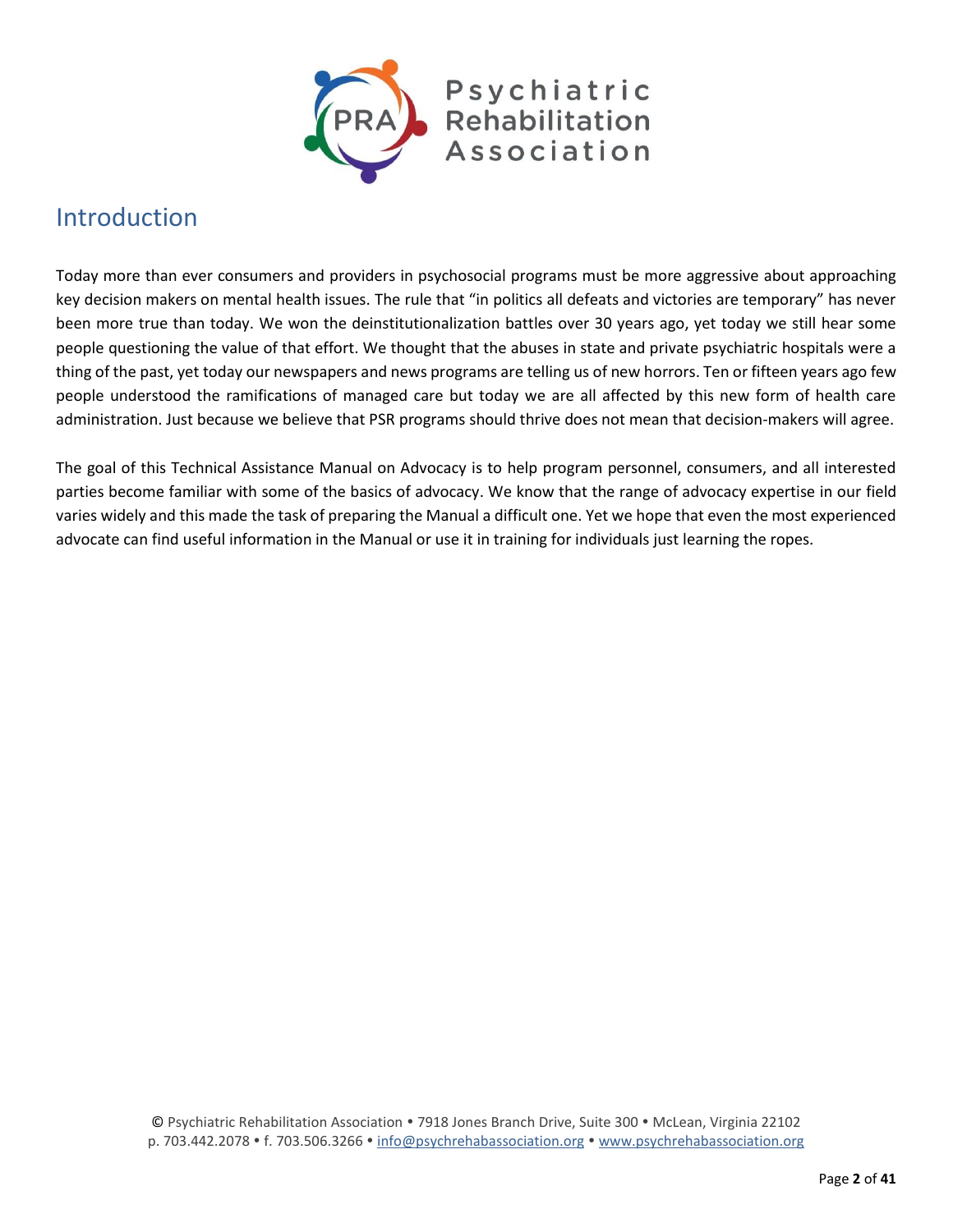## Introduction

Today more than ever consumers and providers in psychosocial programs must be more aggressive about approaching key decision makers on mental health issues. The rule that "in politics all defeats and victories are temporary" has never been more true than today. We won the deinstitutionalization battles over 30 years ago, yet today we still hear some people questioning the value of that effort. We thought that the abuses in state and private psychiatric hospitals were a thing of the past, yet today our newspapers and news programs are telling us of new horrors. Ten or fifteen years ago few people understood the ramifications of managed care but today we are all affected by this new form of health care administration. Just because we believe that PSR programs should thrive does not mean that decision-makers will agree.

The goal of this Technical Assistance Manual on Advocacy is to help program personnel, consumers, and all interested parties become familiar with some of the basics of advocacy. We know that the range of advocacy expertise in our field varies widely and this made the task of preparing the Manual a difficult one. Yet we hope that even the most experienced advocate can find useful information in the Manual or use it in training for individuals just learning the ropes.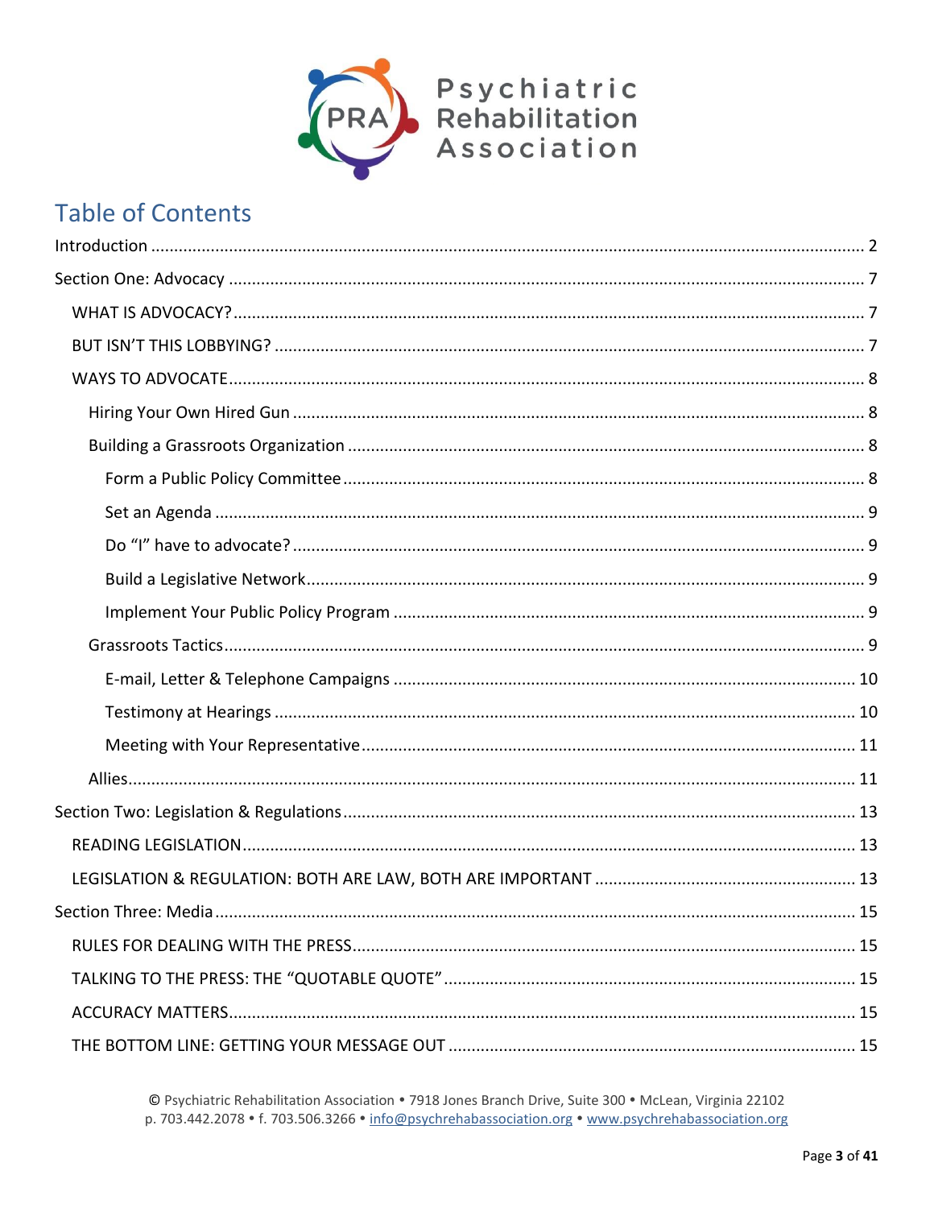# Table of Contents

Introduction ........ 2

Section One: Advocacy ........ 7

- WHAT IS ADVOCACY? ........ 7
- BUT ISN'T THIS LOBBYING? ........ 7
- WAYS TO ADVOCATE ........ 8
  - Hiring Your Own Hired Gun ........ 8
  - Building a Grassroots Organization ........ 8
    - Form a Public Policy Committee ........ 8
    - Set an Agenda ........ 9
    - Do "I" have to advocate? ........ 9
    - Build a Legislative Network ........ 9
    - Implement Your Public Policy Program ........ 9
  - Grassroots Tactics ........ 9
    - E-mail, Letter & Telephone Campaigns ........ 10
    - Testimony at Hearings ........ 10
    - Meeting with Your Representative ........ 11
  - Allies ........ 11

Section Two: Legislation & Regulations ........ 13

- READING LEGISLATION ........ 13
- LEGISLATION & REGULATION: BOTH ARE LAW, BOTH ARE IMPORTANT ........ 13

Section Three: Media ........ 15

- RULES FOR DEALING WITH THE PRESS ........ 15
- TALKING TO THE PRESS: THE "QUOTABLE QUOTE" ........ 15
- ACCURACY MATTERS ........ 15
- THE BOTTOM LINE: GETTING YOUR MESSAGE OUT ........ 15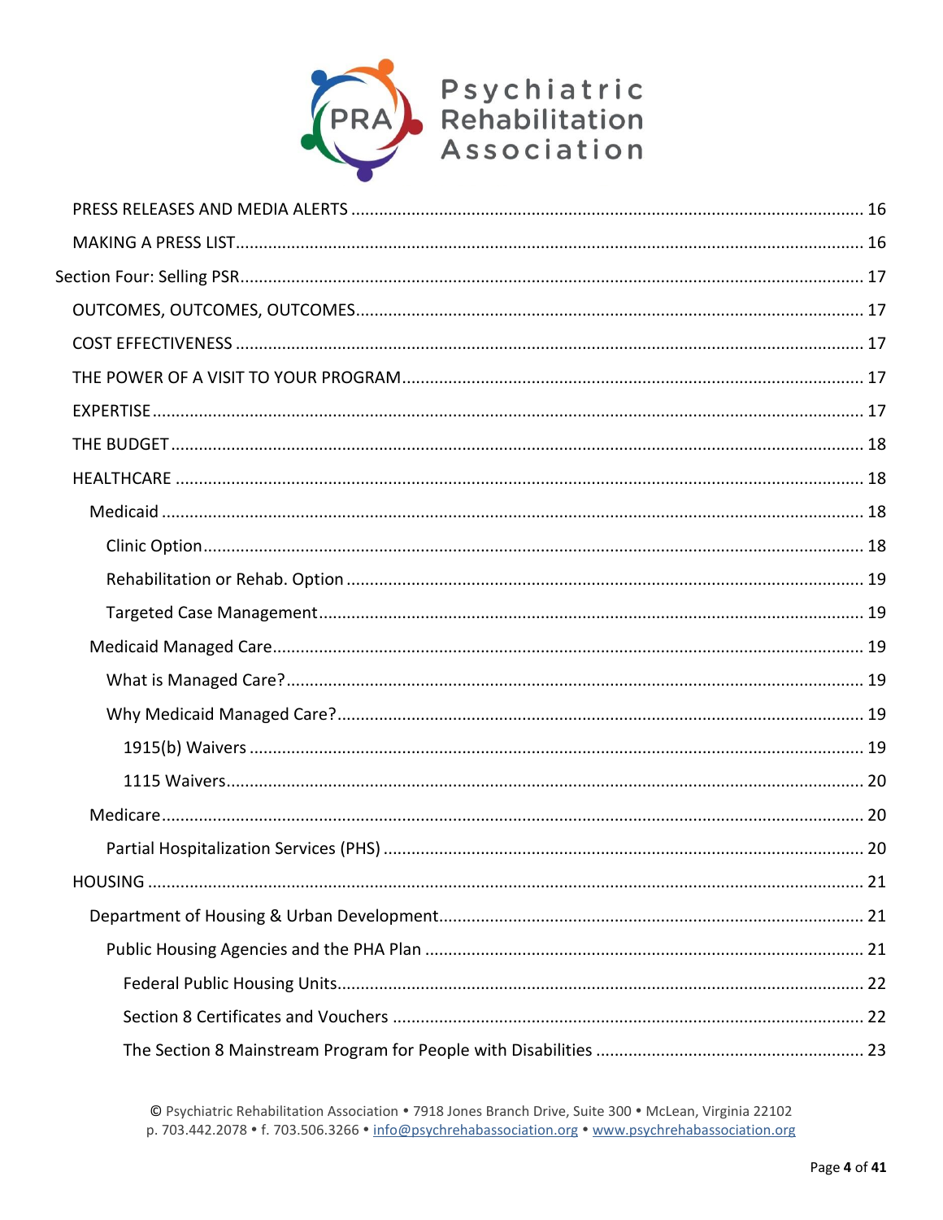PRESS RELEASES AND MEDIA ALERTS ........ 16

MAKING A PRESS LIST ........ 16

Section Four: Selling PSR ........ 17

OUTCOMES, OUTCOMES, OUTCOMES ........ 17

COST EFFECTIVENESS ........ 17

THE POWER OF A VISIT TO YOUR PROGRAM ........ 17

EXPERTISE ........ 17

THE BUDGET ........ 18

HEALTHCARE ........ 18

- Medicaid ........ 18
  - Clinic Option ........ 18
  - Rehabilitation or Rehab. Option ........ 19
  - Targeted Case Management ........ 19
- Medicaid Managed Care ........ 19
  - What is Managed Care? ........ 19
  - Why Medicaid Managed Care? ........ 19
    - 1915(b) Waivers ........ 19
    - 1115 Waivers ........ 20
- Medicare ........ 20
  - Partial Hospitalization Services (PHS) ........ 20

HOUSING ........ 21

- Department of Housing & Urban Development ........ 21
  - Public Housing Agencies and the PHA Plan ........ 21
    - Federal Public Housing Units ........ 22
    - Section 8 Certificates and Vouchers ........ 22
    - The Section 8 Mainstream Program for People with Disabilities ........ 23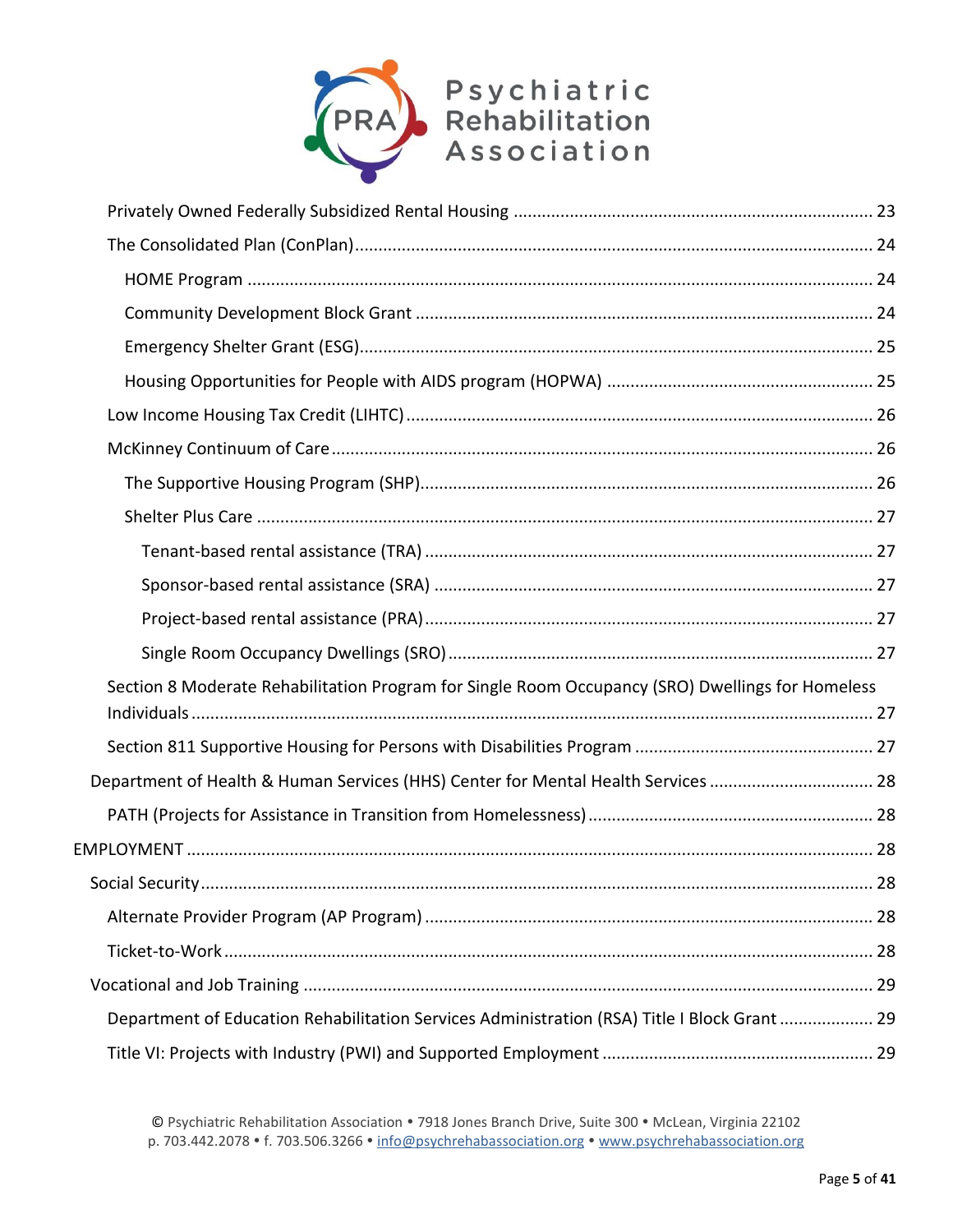- Privately Owned Federally Subsidized Rental Housing ........ 23
- The Consolidated Plan (ConPlan) ........ 24
  - HOME Program ........ 24
  - Community Development Block Grant ........ 24
  - Emergency Shelter Grant (ESG) ........ 25
  - Housing Opportunities for People with AIDS program (HOPWA) ........ 25
- Low Income Housing Tax Credit (LIHTC) ........ 26
- McKinney Continuum of Care ........ 26
  - The Supportive Housing Program (SHP) ........ 26
  - Shelter Plus Care ........ 27
    - Tenant-based rental assistance (TRA) ........ 27
    - Sponsor-based rental assistance (SRA) ........ 27
    - Project-based rental assistance (PRA) ........ 27
    - Single Room Occupancy Dwellings (SRO) ........ 27
- Section 8 Moderate Rehabilitation Program for Single Room Occupancy (SRO) Dwellings for Homeless Individuals ........ 27
- Section 811 Supportive Housing for Persons with Disabilities Program ........ 27

Department of Health & Human Services (HHS) Center for Mental Health Services ........ 28

- PATH (Projects for Assistance in Transition from Homelessness) ........ 28

EMPLOYMENT ........ 28

Social Security ........ 28

- Alternate Provider Program (AP Program) ........ 28
- Ticket-to-Work ........ 28

Vocational and Job Training ........ 29

- Department of Education Rehabilitation Services Administration (RSA) Title I Block Grant ........ 29
- Title VI: Projects with Industry (PWI) and Supported Employment ........ 29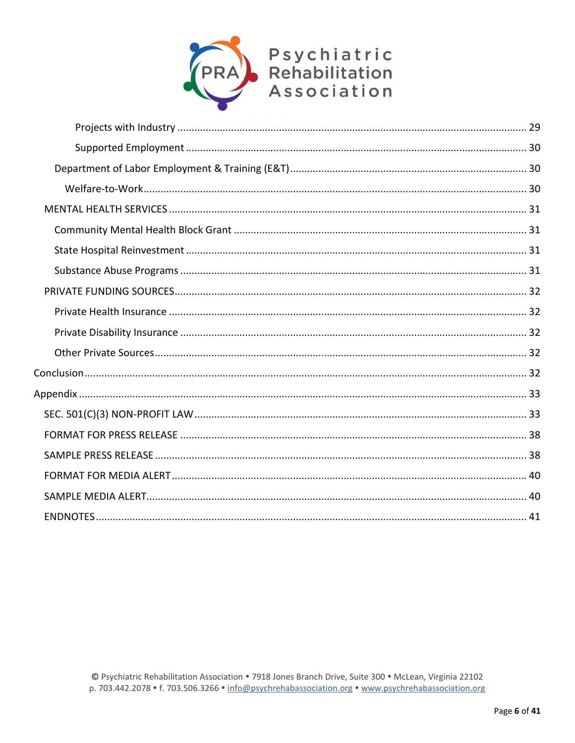- Projects with Industry ........ 29
- Supported Employment ........ 30
- Department of Labor Employment & Training (E&T) ........ 30
- Welfare-to-Work ........ 30
- MENTAL HEALTH SERVICES ........ 31
- Community Mental Health Block Grant ........ 31
- State Hospital Reinvestment ........ 31
- Substance Abuse Programs ........ 31
- PRIVATE FUNDING SOURCES ........ 32
- Private Health Insurance ........ 32
- Private Disability Insurance ........ 32
- Other Private Sources ........ 32
- Conclusion ........ 32
- Appendix ........ 33
- SEC. 501(C)(3) NON-PROFIT LAW ........ 33
- FORMAT FOR PRESS RELEASE ........ 38
- SAMPLE PRESS RELEASE ........ 38
- FORMAT FOR MEDIA ALERT ........ 40
- SAMPLE MEDIA ALERT ........ 40
- ENDNOTES ........ 41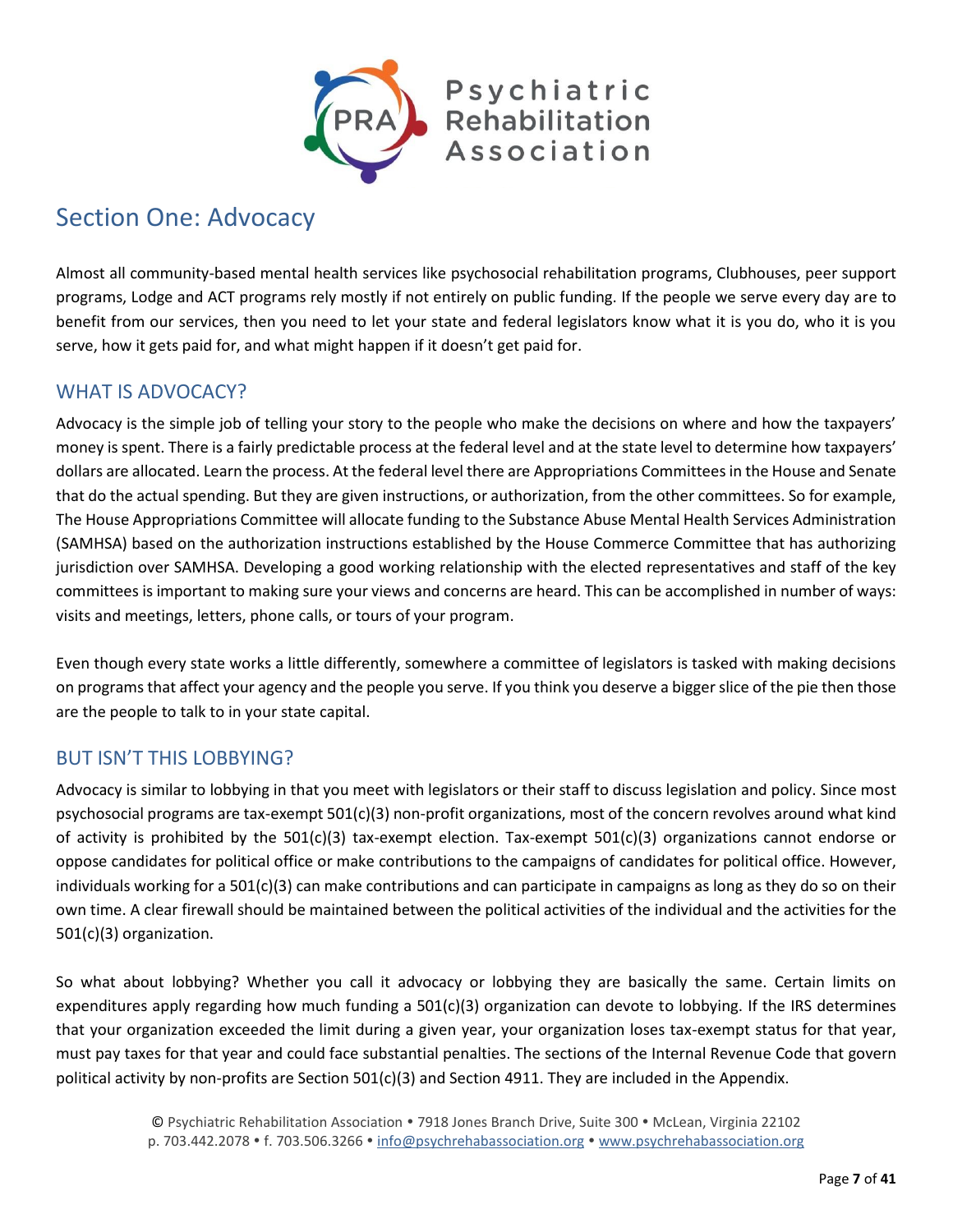# Section One: Advocacy

Almost all community-based mental health services like psychosocial rehabilitation programs, Clubhouses, peer support programs, Lodge and ACT programs rely mostly if not entirely on public funding. If the people we serve every day are to benefit from our services, then you need to let your state and federal legislators know what it is you do, who it is you serve, how it gets paid for, and what might happen if it doesn't get paid for.

## WHAT IS ADVOCACY?

Advocacy is the simple job of telling your story to the people who make the decisions on where and how the taxpayers' money is spent. There is a fairly predictable process at the federal level and at the state level to determine how taxpayers' dollars are allocated. Learn the process. At the federal level there are Appropriations Committees in the House and Senate that do the actual spending. But they are given instructions, or authorization, from the other committees. So for example, The House Appropriations Committee will allocate funding to the Substance Abuse Mental Health Services Administration (SAMHSA) based on the authorization instructions established by the House Commerce Committee that has authorizing jurisdiction over SAMHSA. Developing a good working relationship with the elected representatives and staff of the key committees is important to making sure your views and concerns are heard. This can be accomplished in number of ways: visits and meetings, letters, phone calls, or tours of your program.

Even though every state works a little differently, somewhere a committee of legislators is tasked with making decisions on programs that affect your agency and the people you serve. If you think you deserve a bigger slice of the pie then those are the people to talk to in your state capital.

## BUT ISN'T THIS LOBBYING?

Advocacy is similar to lobbying in that you meet with legislators or their staff to discuss legislation and policy. Since most psychosocial programs are tax-exempt 501(c)(3) non-profit organizations, most of the concern revolves around what kind of activity is prohibited by the 501(c)(3) tax-exempt election. Tax-exempt 501(c)(3) organizations cannot endorse or oppose candidates for political office or make contributions to the campaigns of candidates for political office. However, individuals working for a 501(c)(3) can make contributions and can participate in campaigns as long as they do so on their own time. A clear firewall should be maintained between the political activities of the individual and the activities for the 501(c)(3) organization.

So what about lobbying? Whether you call it advocacy or lobbying they are basically the same. Certain limits on expenditures apply regarding how much funding a 501(c)(3) organization can devote to lobbying. If the IRS determines that your organization exceeded the limit during a given year, your organization loses tax-exempt status for that year, must pay taxes for that year and could face substantial penalties. The sections of the Internal Revenue Code that govern political activity by non-profits are Section 501(c)(3) and Section 4911. They are included in the Appendix.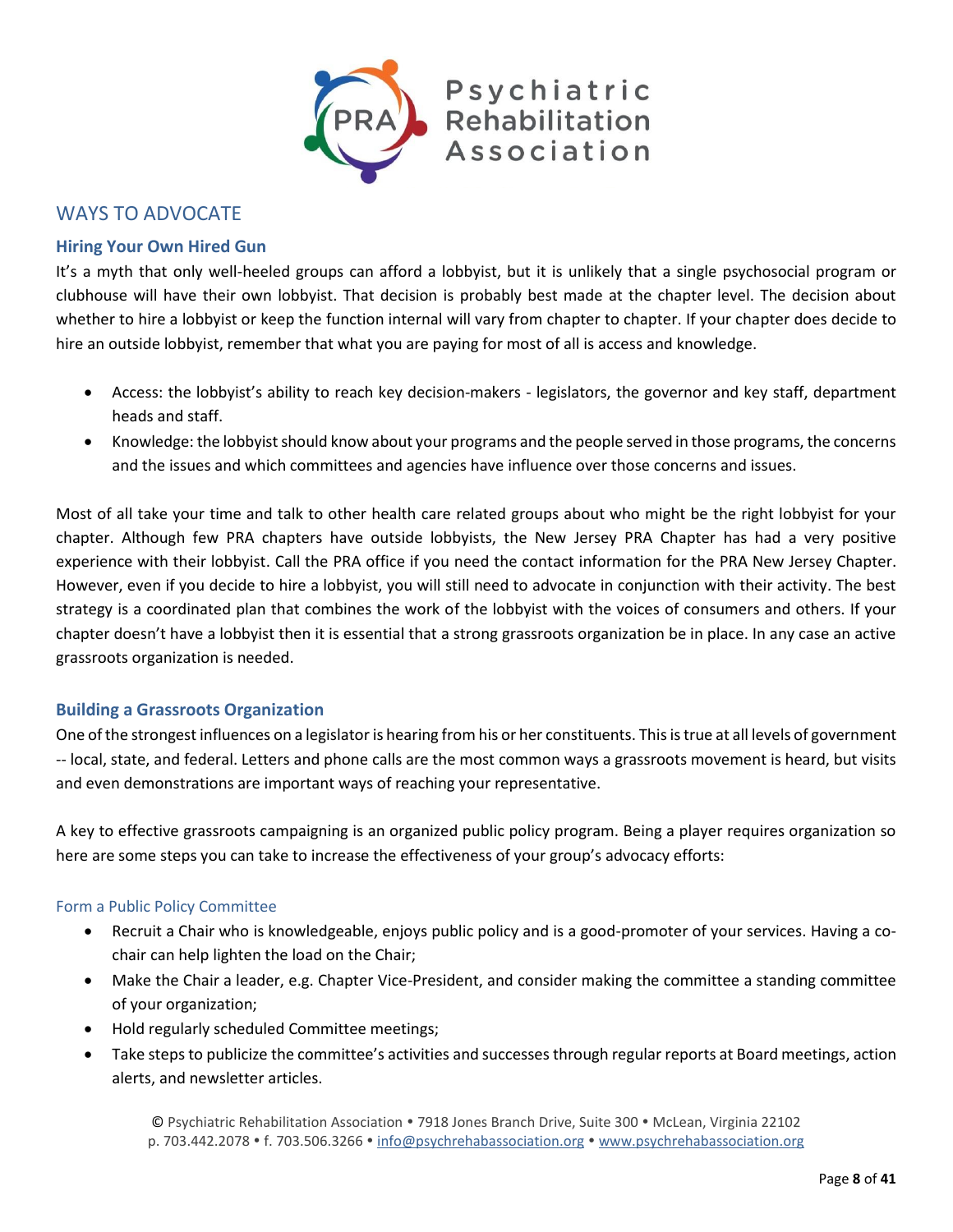## WAYS TO ADVOCATE

### Hiring Your Own Hired Gun

It's a myth that only well-heeled groups can afford a lobbyist, but it is unlikely that a single psychosocial program or clubhouse will have their own lobbyist. That decision is probably best made at the chapter level. The decision about whether to hire a lobbyist or keep the function internal will vary from chapter to chapter. If your chapter does decide to hire an outside lobbyist, remember that what you are paying for most of all is access and knowledge.

- Access: the lobbyist's ability to reach key decision-makers - legislators, the governor and key staff, department heads and staff.
- Knowledge: the lobbyist should know about your programs and the people served in those programs, the concerns and the issues and which committees and agencies have influence over those concerns and issues.

Most of all take your time and talk to other health care related groups about who might be the right lobbyist for your chapter. Although few PRA chapters have outside lobbyists, the New Jersey PRA Chapter has had a very positive experience with their lobbyist. Call the PRA office if you need the contact information for the PRA New Jersey Chapter. However, even if you decide to hire a lobbyist, you will still need to advocate in conjunction with their activity. The best strategy is a coordinated plan that combines the work of the lobbyist with the voices of consumers and others. If your chapter doesn't have a lobbyist then it is essential that a strong grassroots organization be in place. In any case an active grassroots organization is needed.

### Building a Grassroots Organization

One of the strongest influences on a legislator is hearing from his or her constituents. This is true at all levels of government -- local, state, and federal. Letters and phone calls are the most common ways a grassroots movement is heard, but visits and even demonstrations are important ways of reaching your representative.

A key to effective grassroots campaigning is an organized public policy program. Being a player requires organization so here are some steps you can take to increase the effectiveness of your group's advocacy efforts:

#### Form a Public Policy Committee

- Recruit a Chair who is knowledgeable, enjoys public policy and is a good-promoter of your services. Having a co-chair can help lighten the load on the Chair;
- Make the Chair a leader, e.g. Chapter Vice-President, and consider making the committee a standing committee of your organization;
- Hold regularly scheduled Committee meetings;
- Take steps to publicize the committee's activities and successes through regular reports at Board meetings, action alerts, and newsletter articles.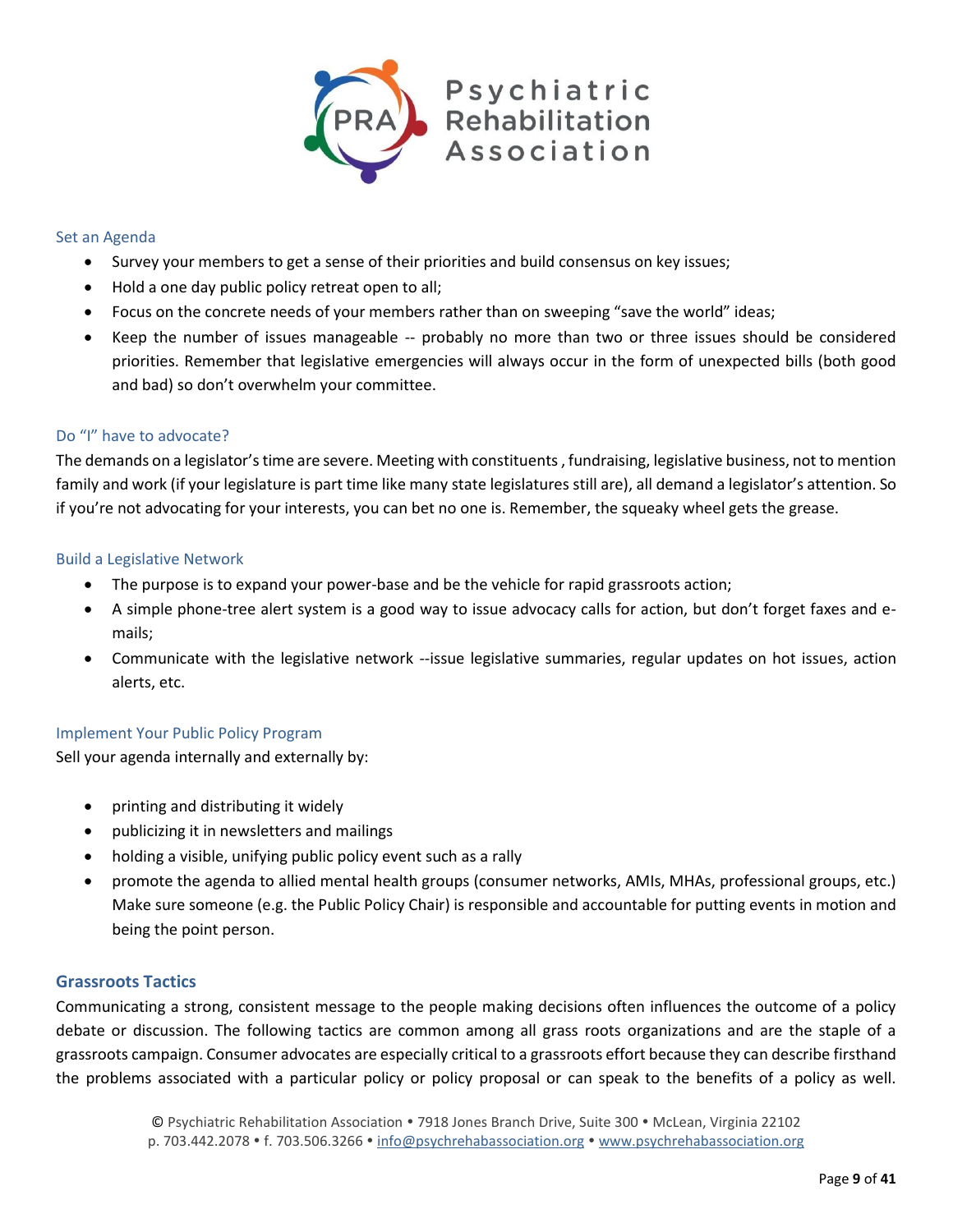### Set an Agenda

- Survey your members to get a sense of their priorities and build consensus on key issues;
- Hold a one day public policy retreat open to all;
- Focus on the concrete needs of your members rather than on sweeping "save the world" ideas;
- Keep the number of issues manageable -- probably no more than two or three issues should be considered priorities. Remember that legislative emergencies will always occur in the form of unexpected bills (both good and bad) so don't overwhelm your committee.

### Do "I" have to advocate?

The demands on a legislator's time are severe. Meeting with constituents , fundraising, legislative business, not to mention family and work (if your legislature is part time like many state legislatures still are), all demand a legislator's attention. So if you're not advocating for your interests, you can bet no one is. Remember, the squeaky wheel gets the grease.

### Build a Legislative Network

- The purpose is to expand your power-base and be the vehicle for rapid grassroots action;
- A simple phone-tree alert system is a good way to issue advocacy calls for action, but don't forget faxes and e-mails;
- Communicate with the legislative network --issue legislative summaries, regular updates on hot issues, action alerts, etc.

### Implement Your Public Policy Program

Sell your agenda internally and externally by:

- printing and distributing it widely
- publicizing it in newsletters and mailings
- holding a visible, unifying public policy event such as a rally
- promote the agenda to allied mental health groups (consumer networks, AMIs, MHAs, professional groups, etc.) Make sure someone (e.g. the Public Policy Chair) is responsible and accountable for putting events in motion and being the point person.

## Grassroots Tactics

Communicating a strong, consistent message to the people making decisions often influences the outcome of a policy debate or discussion. The following tactics are common among all grass roots organizations and are the staple of a grassroots campaign. Consumer advocates are especially critical to a grassroots effort because they can describe firsthand the problems associated with a particular policy or policy proposal or can speak to the benefits of a policy as well.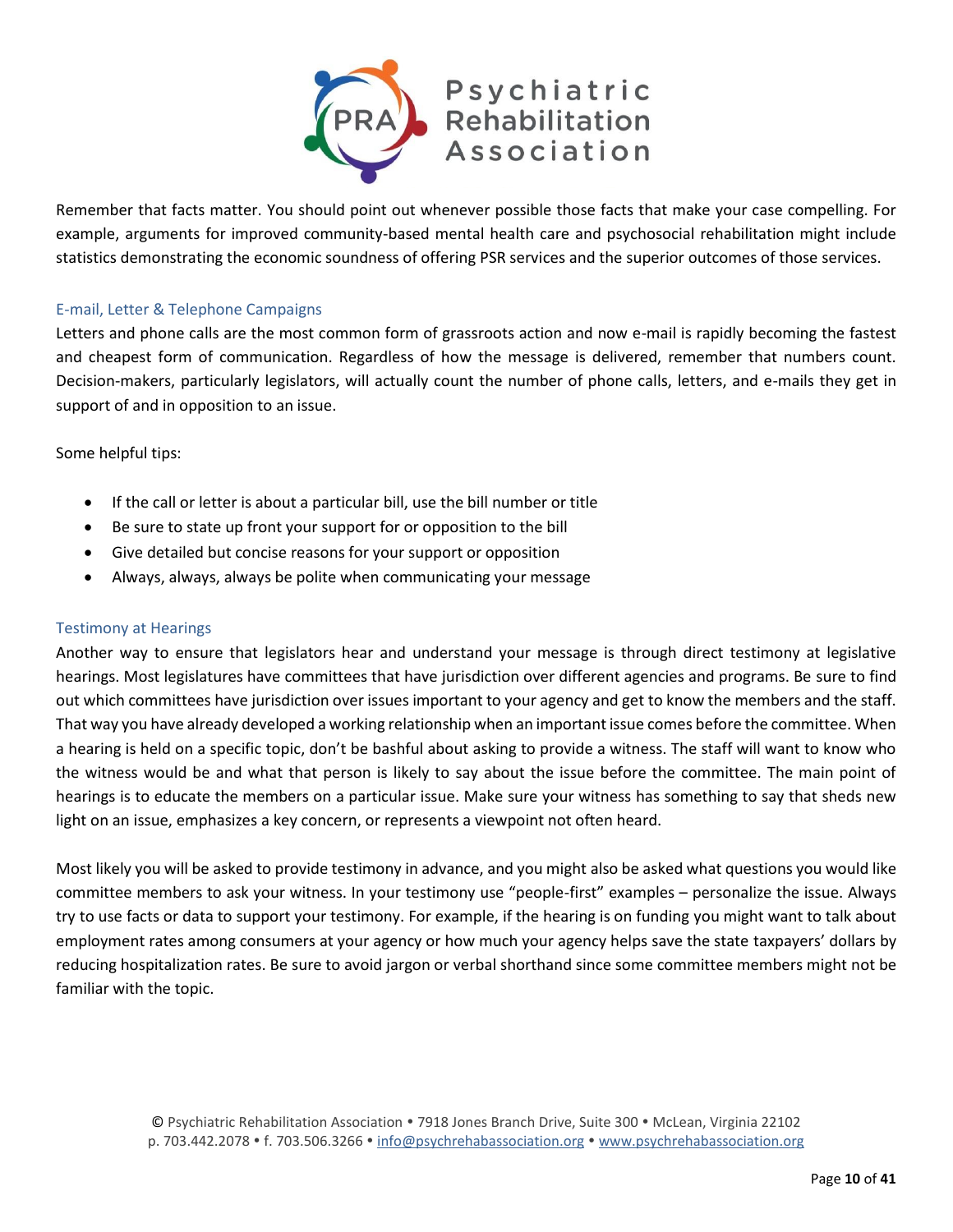Remember that facts matter. You should point out whenever possible those facts that make your case compelling. For example, arguments for improved community-based mental health care and psychosocial rehabilitation might include statistics demonstrating the economic soundness of offering PSR services and the superior outcomes of those services.

### E-mail, Letter & Telephone Campaigns

Letters and phone calls are the most common form of grassroots action and now e-mail is rapidly becoming the fastest and cheapest form of communication. Regardless of how the message is delivered, remember that numbers count. Decision-makers, particularly legislators, will actually count the number of phone calls, letters, and e-mails they get in support of and in opposition to an issue.

Some helpful tips:

- If the call or letter is about a particular bill, use the bill number or title
- Be sure to state up front your support for or opposition to the bill
- Give detailed but concise reasons for your support or opposition
- Always, always, always be polite when communicating your message

### Testimony at Hearings

Another way to ensure that legislators hear and understand your message is through direct testimony at legislative hearings. Most legislatures have committees that have jurisdiction over different agencies and programs. Be sure to find out which committees have jurisdiction over issues important to your agency and get to know the members and the staff. That way you have already developed a working relationship when an important issue comes before the committee. When a hearing is held on a specific topic, don't be bashful about asking to provide a witness. The staff will want to know who the witness would be and what that person is likely to say about the issue before the committee. The main point of hearings is to educate the members on a particular issue. Make sure your witness has something to say that sheds new light on an issue, emphasizes a key concern, or represents a viewpoint not often heard.

Most likely you will be asked to provide testimony in advance, and you might also be asked what questions you would like committee members to ask your witness. In your testimony use "people-first" examples – personalize the issue. Always try to use facts or data to support your testimony. For example, if the hearing is on funding you might want to talk about employment rates among consumers at your agency or how much your agency helps save the state taxpayers' dollars by reducing hospitalization rates. Be sure to avoid jargon or verbal shorthand since some committee members might not be familiar with the topic.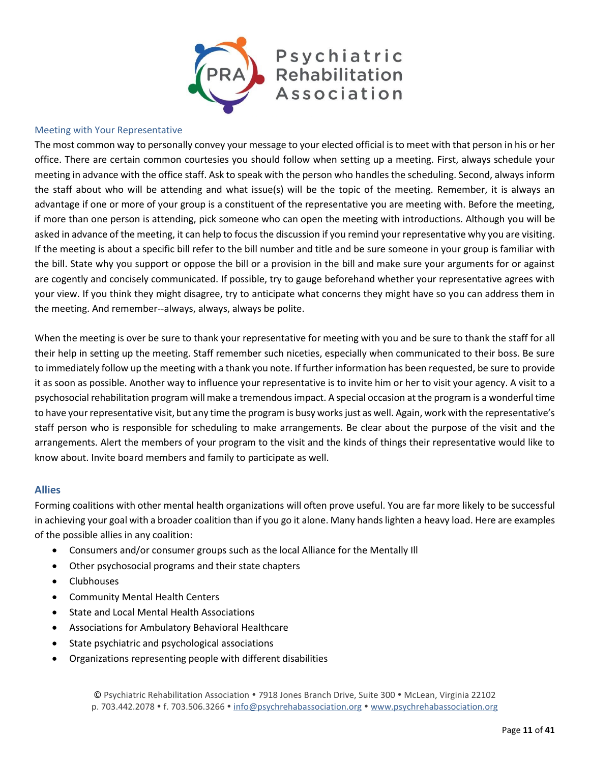### Meeting with Your Representative

The most common way to personally convey your message to your elected official is to meet with that person in his or her office. There are certain common courtesies you should follow when setting up a meeting. First, always schedule your meeting in advance with the office staff. Ask to speak with the person who handles the scheduling. Second, always inform the staff about who will be attending and what issue(s) will be the topic of the meeting. Remember, it is always an advantage if one or more of your group is a constituent of the representative you are meeting with. Before the meeting, if more than one person is attending, pick someone who can open the meeting with introductions. Although you will be asked in advance of the meeting, it can help to focus the discussion if you remind your representative why you are visiting. If the meeting is about a specific bill refer to the bill number and title and be sure someone in your group is familiar with the bill. State why you support or oppose the bill or a provision in the bill and make sure your arguments for or against are cogently and concisely communicated. If possible, try to gauge beforehand whether your representative agrees with your view. If you think they might disagree, try to anticipate what concerns they might have so you can address them in the meeting. And remember--always, always, always be polite.

When the meeting is over be sure to thank your representative for meeting with you and be sure to thank the staff for all their help in setting up the meeting. Staff remember such niceties, especially when communicated to their boss. Be sure to immediately follow up the meeting with a thank you note. If further information has been requested, be sure to provide it as soon as possible. Another way to influence your representative is to invite him or her to visit your agency. A visit to a psychosocial rehabilitation program will make a tremendous impact. A special occasion at the program is a wonderful time to have your representative visit, but any time the program is busy works just as well. Again, work with the representative's staff person who is responsible for scheduling to make arrangements. Be clear about the purpose of the visit and the arrangements. Alert the members of your program to the visit and the kinds of things their representative would like to know about. Invite board members and family to participate as well.

## Allies

Forming coalitions with other mental health organizations will often prove useful. You are far more likely to be successful in achieving your goal with a broader coalition than if you go it alone. Many hands lighten a heavy load. Here are examples of the possible allies in any coalition:

- Consumers and/or consumer groups such as the local Alliance for the Mentally Ill
- Other psychosocial programs and their state chapters
- Clubhouses
- Community Mental Health Centers
- State and Local Mental Health Associations
- Associations for Ambulatory Behavioral Healthcare
- State psychiatric and psychological associations
- Organizations representing people with different disabilities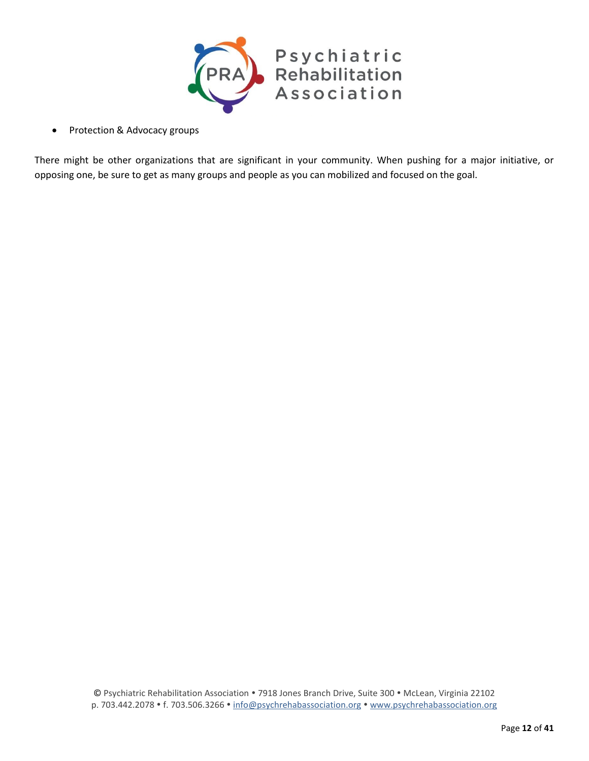- Protection & Advocacy groups

There might be other organizations that are significant in your community. When pushing for a major initiative, or opposing one, be sure to get as many groups and people as you can mobilized and focused on the goal.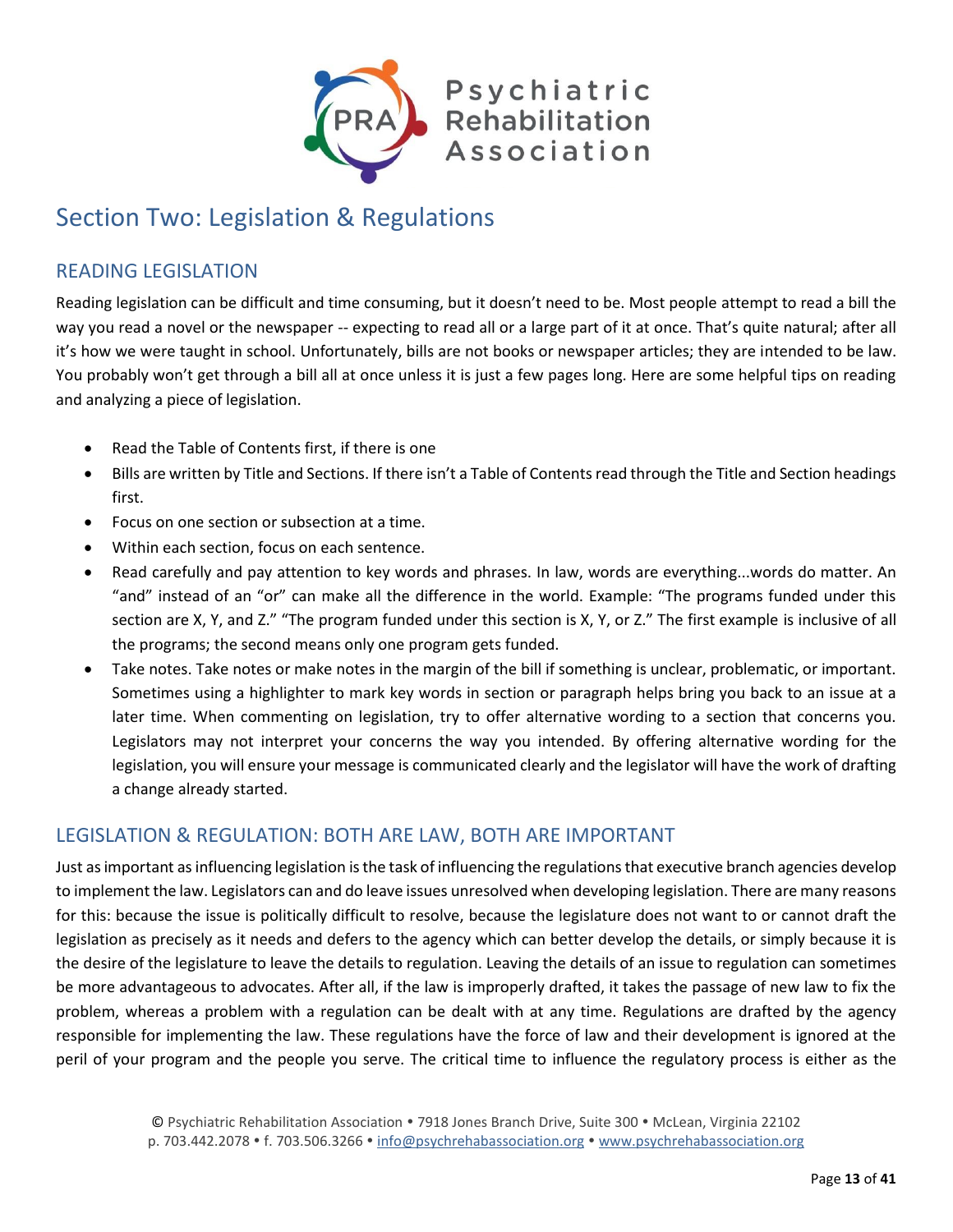# Section Two: Legislation & Regulations

## READING LEGISLATION

Reading legislation can be difficult and time consuming, but it doesn't need to be. Most people attempt to read a bill the way you read a novel or the newspaper -- expecting to read all or a large part of it at once. That's quite natural; after all it's how we were taught in school. Unfortunately, bills are not books or newspaper articles; they are intended to be law. You probably won't get through a bill all at once unless it is just a few pages long. Here are some helpful tips on reading and analyzing a piece of legislation.

- Read the Table of Contents first, if there is one
- Bills are written by Title and Sections. If there isn't a Table of Contents read through the Title and Section headings first.
- Focus on one section or subsection at a time.
- Within each section, focus on each sentence.
- Read carefully and pay attention to key words and phrases. In law, words are everything...words do matter. An "and" instead of an "or" can make all the difference in the world. Example: "The programs funded under this section are X, Y, and Z." "The program funded under this section is X, Y, or Z." The first example is inclusive of all the programs; the second means only one program gets funded.
- Take notes. Take notes or make notes in the margin of the bill if something is unclear, problematic, or important. Sometimes using a highlighter to mark key words in section or paragraph helps bring you back to an issue at a later time. When commenting on legislation, try to offer alternative wording to a section that concerns you. Legislators may not interpret your concerns the way you intended. By offering alternative wording for the legislation, you will ensure your message is communicated clearly and the legislator will have the work of drafting a change already started.

## LEGISLATION & REGULATION: BOTH ARE LAW, BOTH ARE IMPORTANT

Just as important as influencing legislation is the task of influencing the regulations that executive branch agencies develop to implement the law. Legislators can and do leave issues unresolved when developing legislation. There are many reasons for this: because the issue is politically difficult to resolve, because the legislature does not want to or cannot draft the legislation as precisely as it needs and defers to the agency which can better develop the details, or simply because it is the desire of the legislature to leave the details to regulation. Leaving the details of an issue to regulation can sometimes be more advantageous to advocates. After all, if the law is improperly drafted, it takes the passage of new law to fix the problem, whereas a problem with a regulation can be dealt with at any time. Regulations are drafted by the agency responsible for implementing the law. These regulations have the force of law and their development is ignored at the peril of your program and the people you serve. The critical time to influence the regulatory process is either as the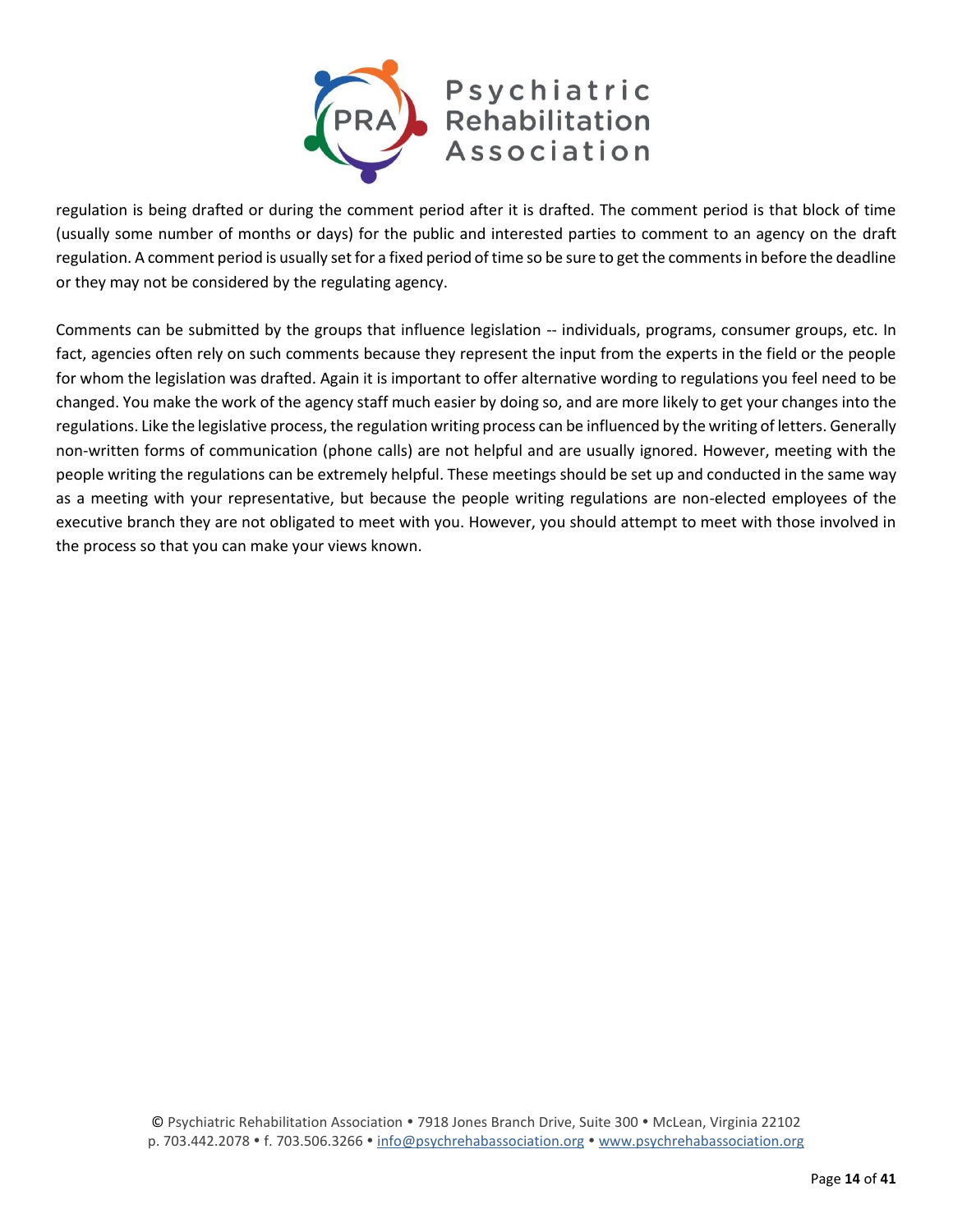regulation is being drafted or during the comment period after it is drafted. The comment period is that block of time (usually some number of months or days) for the public and interested parties to comment to an agency on the draft regulation. A comment period is usually set for a fixed period of time so be sure to get the comments in before the deadline or they may not be considered by the regulating agency.

Comments can be submitted by the groups that influence legislation -- individuals, programs, consumer groups, etc. In fact, agencies often rely on such comments because they represent the input from the experts in the field or the people for whom the legislation was drafted. Again it is important to offer alternative wording to regulations you feel need to be changed. You make the work of the agency staff much easier by doing so, and are more likely to get your changes into the regulations. Like the legislative process, the regulation writing process can be influenced by the writing of letters. Generally non-written forms of communication (phone calls) are not helpful and are usually ignored. However, meeting with the people writing the regulations can be extremely helpful. These meetings should be set up and conducted in the same way as a meeting with your representative, but because the people writing regulations are non-elected employees of the executive branch they are not obligated to meet with you. However, you should attempt to meet with those involved in the process so that you can make your views known.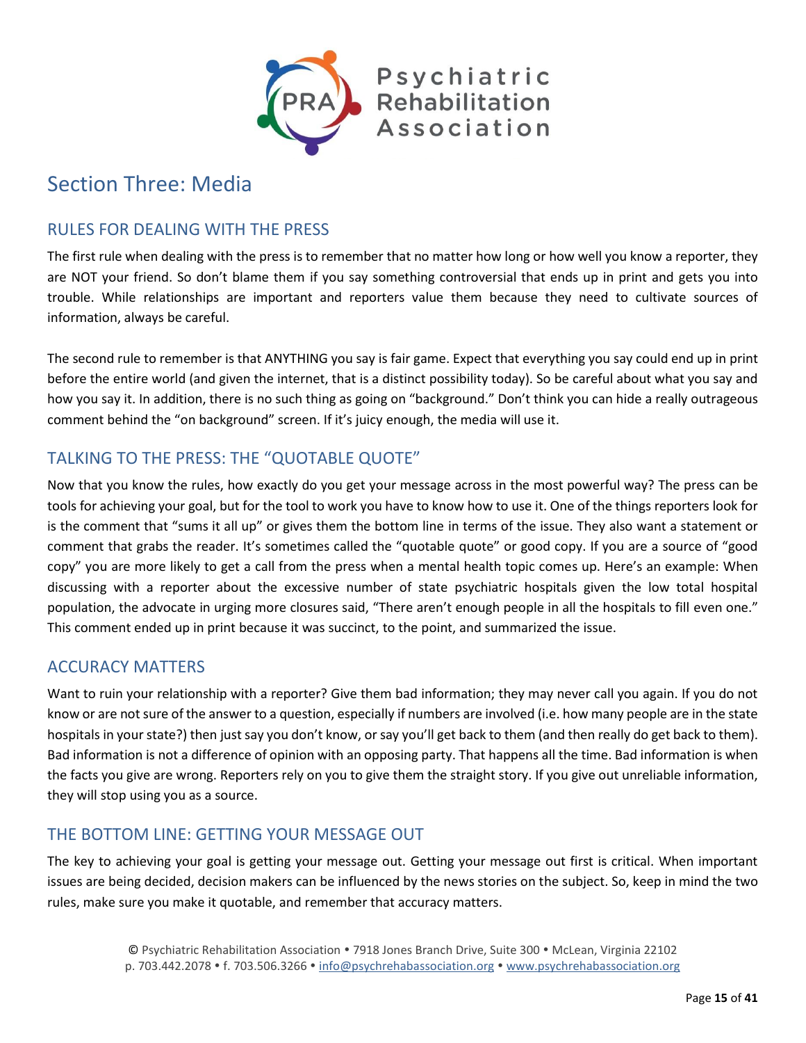# Section Three: Media

## RULES FOR DEALING WITH THE PRESS

The first rule when dealing with the press is to remember that no matter how long or how well you know a reporter, they are NOT your friend. So don't blame them if you say something controversial that ends up in print and gets you into trouble. While relationships are important and reporters value them because they need to cultivate sources of information, always be careful.

The second rule to remember is that ANYTHING you say is fair game. Expect that everything you say could end up in print before the entire world (and given the internet, that is a distinct possibility today). So be careful about what you say and how you say it. In addition, there is no such thing as going on "background." Don't think you can hide a really outrageous comment behind the "on background" screen. If it's juicy enough, the media will use it.

## TALKING TO THE PRESS: THE "QUOTABLE QUOTE"

Now that you know the rules, how exactly do you get your message across in the most powerful way? The press can be tools for achieving your goal, but for the tool to work you have to know how to use it. One of the things reporters look for is the comment that "sums it all up" or gives them the bottom line in terms of the issue. They also want a statement or comment that grabs the reader. It's sometimes called the "quotable quote" or good copy. If you are a source of "good copy" you are more likely to get a call from the press when a mental health topic comes up. Here's an example: When discussing with a reporter about the excessive number of state psychiatric hospitals given the low total hospital population, the advocate in urging more closures said, "There aren't enough people in all the hospitals to fill even one." This comment ended up in print because it was succinct, to the point, and summarized the issue.

## ACCURACY MATTERS

Want to ruin your relationship with a reporter? Give them bad information; they may never call you again. If you do not know or are not sure of the answer to a question, especially if numbers are involved (i.e. how many people are in the state hospitals in your state?) then just say you don't know, or say you'll get back to them (and then really do get back to them). Bad information is not a difference of opinion with an opposing party. That happens all the time. Bad information is when the facts you give are wrong. Reporters rely on you to give them the straight story. If you give out unreliable information, they will stop using you as a source.

## THE BOTTOM LINE: GETTING YOUR MESSAGE OUT

The key to achieving your goal is getting your message out. Getting your message out first is critical. When important issues are being decided, decision makers can be influenced by the news stories on the subject. So, keep in mind the two rules, make sure you make it quotable, and remember that accuracy matters.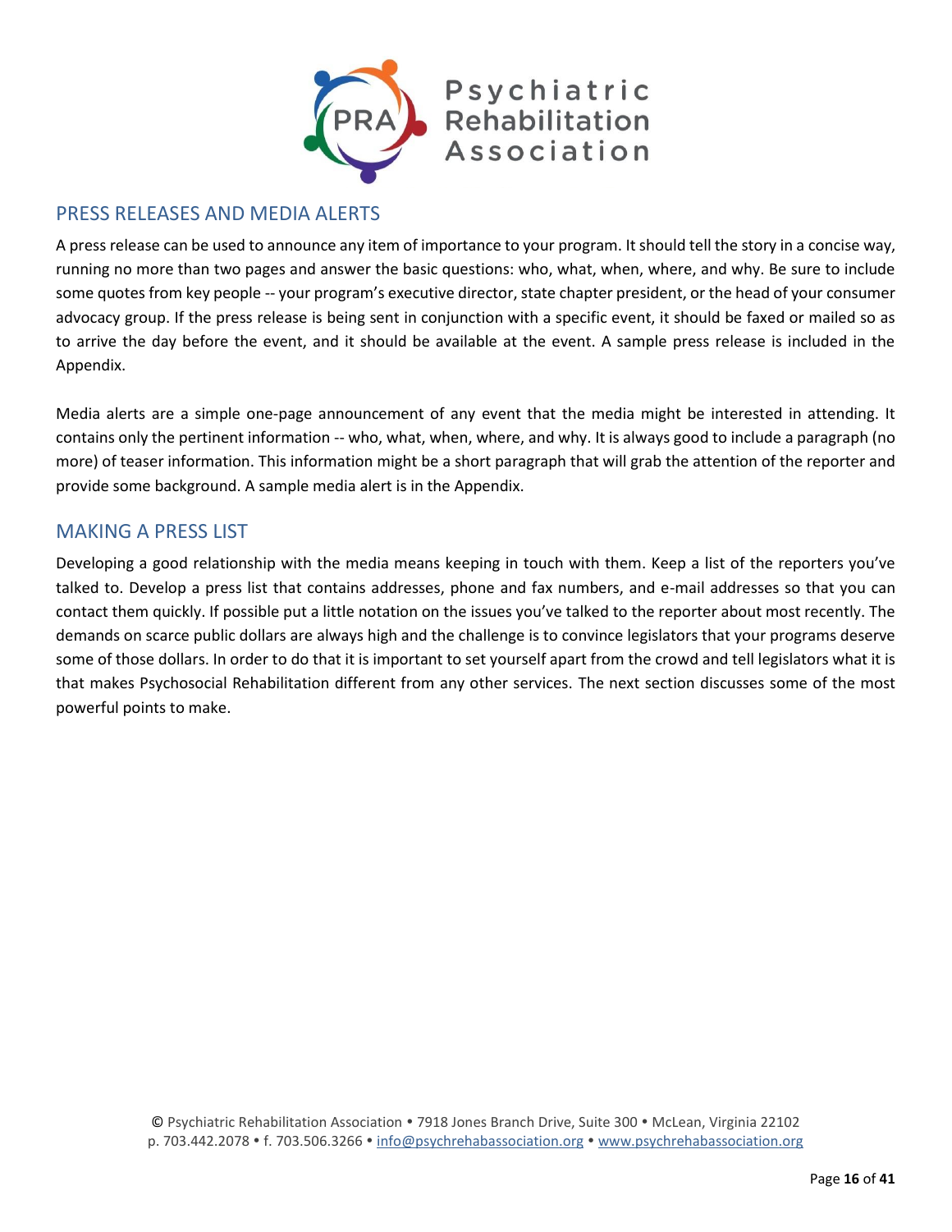## PRESS RELEASES AND MEDIA ALERTS

A press release can be used to announce any item of importance to your program. It should tell the story in a concise way, running no more than two pages and answer the basic questions: who, what, when, where, and why. Be sure to include some quotes from key people -- your program's executive director, state chapter president, or the head of your consumer advocacy group. If the press release is being sent in conjunction with a specific event, it should be faxed or mailed so as to arrive the day before the event, and it should be available at the event. A sample press release is included in the Appendix.

Media alerts are a simple one-page announcement of any event that the media might be interested in attending. It contains only the pertinent information -- who, what, when, where, and why. It is always good to include a paragraph (no more) of teaser information. This information might be a short paragraph that will grab the attention of the reporter and provide some background. A sample media alert is in the Appendix.

## MAKING A PRESS LIST

Developing a good relationship with the media means keeping in touch with them. Keep a list of the reporters you've talked to. Develop a press list that contains addresses, phone and fax numbers, and e-mail addresses so that you can contact them quickly. If possible put a little notation on the issues you've talked to the reporter about most recently. The demands on scarce public dollars are always high and the challenge is to convince legislators that your programs deserve some of those dollars. In order to do that it is important to set yourself apart from the crowd and tell legislators what it is that makes Psychosocial Rehabilitation different from any other services. The next section discusses some of the most powerful points to make.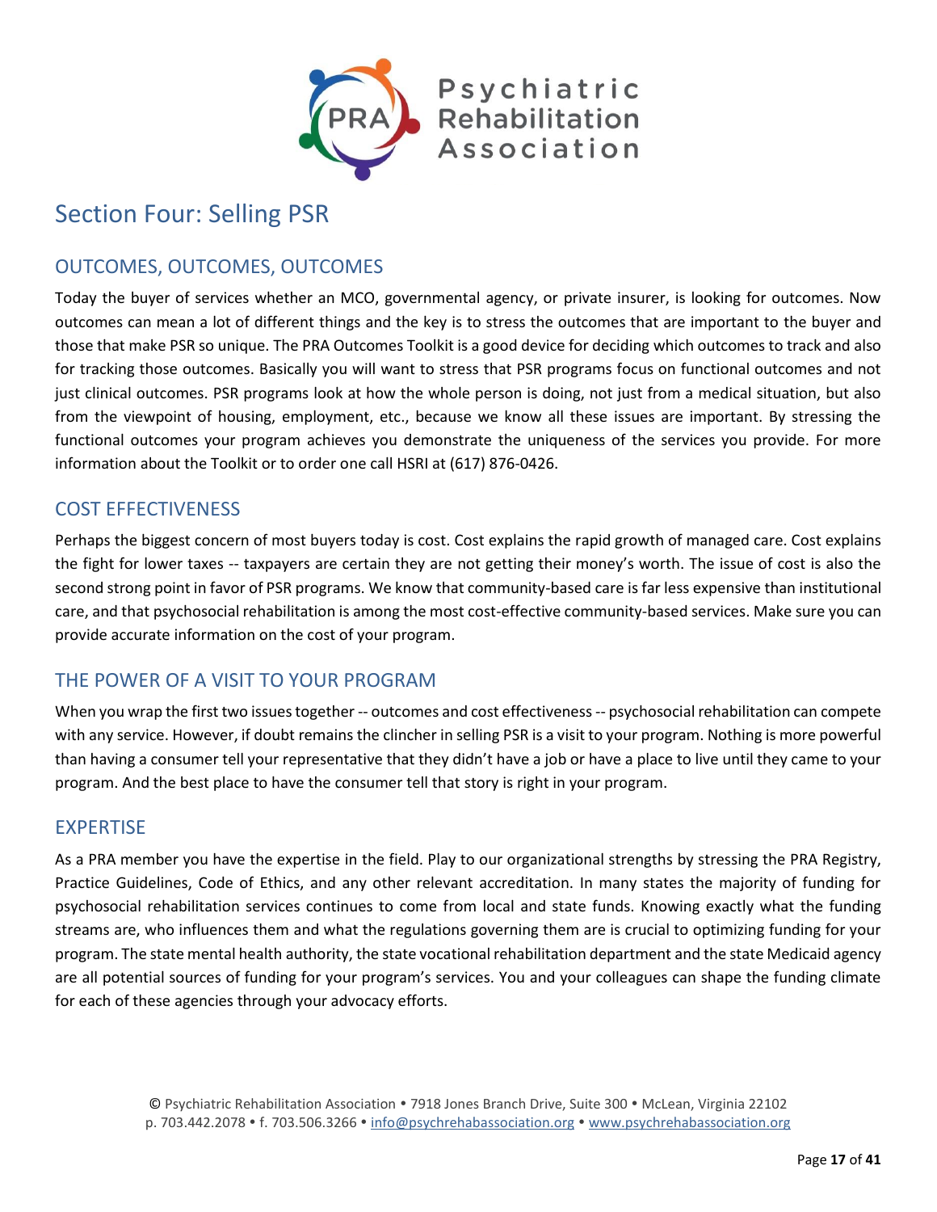# Section Four: Selling PSR

## OUTCOMES, OUTCOMES, OUTCOMES

Today the buyer of services whether an MCO, governmental agency, or private insurer, is looking for outcomes. Now outcomes can mean a lot of different things and the key is to stress the outcomes that are important to the buyer and those that make PSR so unique. The PRA Outcomes Toolkit is a good device for deciding which outcomes to track and also for tracking those outcomes. Basically you will want to stress that PSR programs focus on functional outcomes and not just clinical outcomes. PSR programs look at how the whole person is doing, not just from a medical situation, but also from the viewpoint of housing, employment, etc., because we know all these issues are important. By stressing the functional outcomes your program achieves you demonstrate the uniqueness of the services you provide. For more information about the Toolkit or to order one call HSRI at (617) 876-0426.

## COST EFFECTIVENESS

Perhaps the biggest concern of most buyers today is cost. Cost explains the rapid growth of managed care. Cost explains the fight for lower taxes -- taxpayers are certain they are not getting their money's worth. The issue of cost is also the second strong point in favor of PSR programs. We know that community-based care is far less expensive than institutional care, and that psychosocial rehabilitation is among the most cost-effective community-based services. Make sure you can provide accurate information on the cost of your program.

## THE POWER OF A VISIT TO YOUR PROGRAM

When you wrap the first two issues together -- outcomes and cost effectiveness -- psychosocial rehabilitation can compete with any service. However, if doubt remains the clincher in selling PSR is a visit to your program. Nothing is more powerful than having a consumer tell your representative that they didn't have a job or have a place to live until they came to your program. And the best place to have the consumer tell that story is right in your program.

## EXPERTISE

As a PRA member you have the expertise in the field. Play to our organizational strengths by stressing the PRA Registry, Practice Guidelines, Code of Ethics, and any other relevant accreditation. In many states the majority of funding for psychosocial rehabilitation services continues to come from local and state funds. Knowing exactly what the funding streams are, who influences them and what the regulations governing them are is crucial to optimizing funding for your program. The state mental health authority, the state vocational rehabilitation department and the state Medicaid agency are all potential sources of funding for your program's services. You and your colleagues can shape the funding climate for each of these agencies through your advocacy efforts.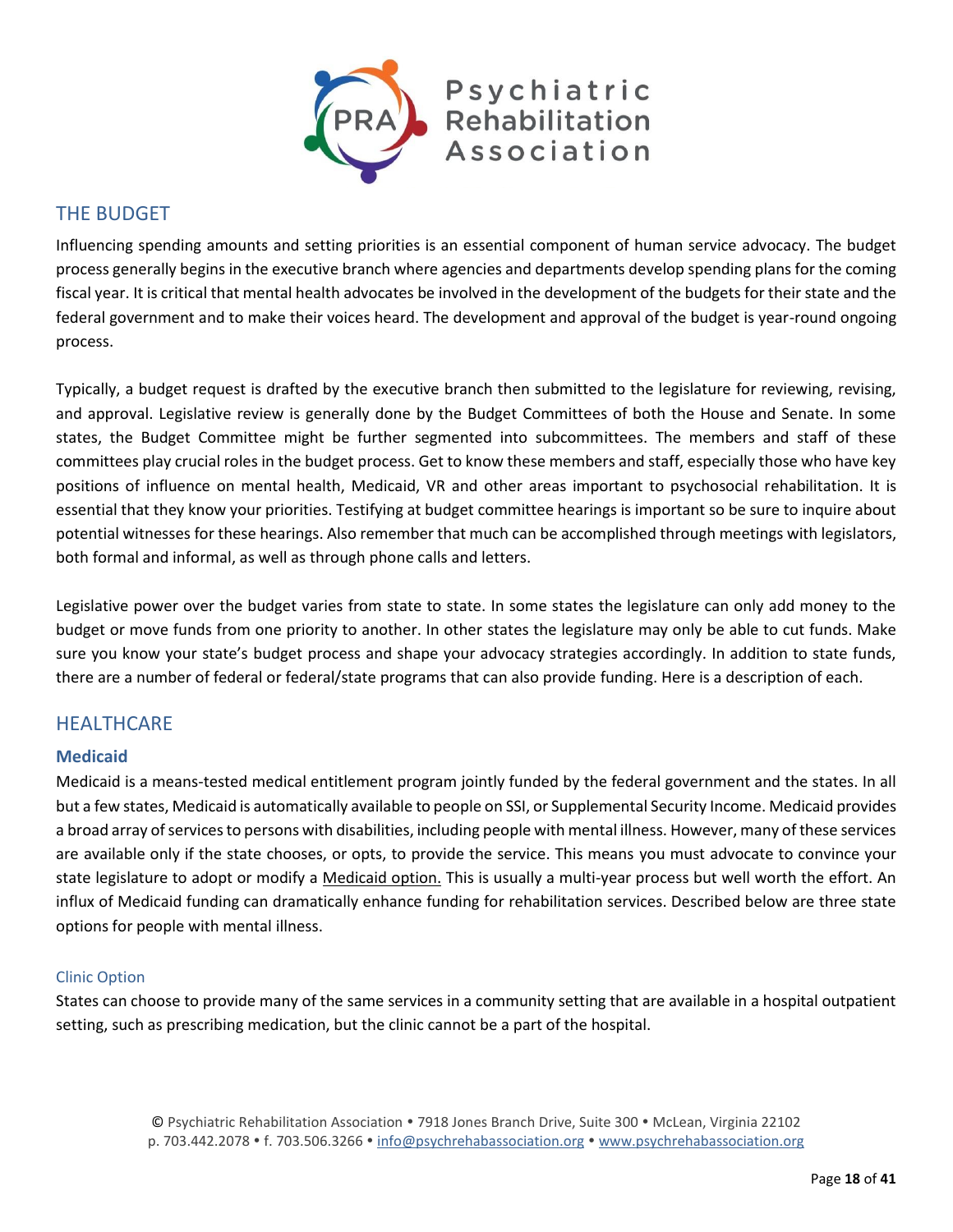## THE BUDGET

Influencing spending amounts and setting priorities is an essential component of human service advocacy. The budget process generally begins in the executive branch where agencies and departments develop spending plans for the coming fiscal year. It is critical that mental health advocates be involved in the development of the budgets for their state and the federal government and to make their voices heard. The development and approval of the budget is year-round ongoing process.

Typically, a budget request is drafted by the executive branch then submitted to the legislature for reviewing, revising, and approval. Legislative review is generally done by the Budget Committees of both the House and Senate. In some states, the Budget Committee might be further segmented into subcommittees. The members and staff of these committees play crucial roles in the budget process. Get to know these members and staff, especially those who have key positions of influence on mental health, Medicaid, VR and other areas important to psychosocial rehabilitation. It is essential that they know your priorities. Testifying at budget committee hearings is important so be sure to inquire about potential witnesses for these hearings. Also remember that much can be accomplished through meetings with legislators, both formal and informal, as well as through phone calls and letters.

Legislative power over the budget varies from state to state. In some states the legislature can only add money to the budget or move funds from one priority to another. In other states the legislature may only be able to cut funds. Make sure you know your state's budget process and shape your advocacy strategies accordingly. In addition to state funds, there are a number of federal or federal/state programs that can also provide funding. Here is a description of each.

## HEALTHCARE

### Medicaid

Medicaid is a means-tested medical entitlement program jointly funded by the federal government and the states. In all but a few states, Medicaid is automatically available to people on SSI, or Supplemental Security Income. Medicaid provides a broad array of services to persons with disabilities, including people with mental illness. However, many of these services are available only if the state chooses, or opts, to provide the service. This means you must advocate to convince your state legislature to adopt or modify a Medicaid option. This is usually a multi-year process but well worth the effort. An influx of Medicaid funding can dramatically enhance funding for rehabilitation services. Described below are three state options for people with mental illness.

#### Clinic Option

States can choose to provide many of the same services in a community setting that are available in a hospital outpatient setting, such as prescribing medication, but the clinic cannot be a part of the hospital.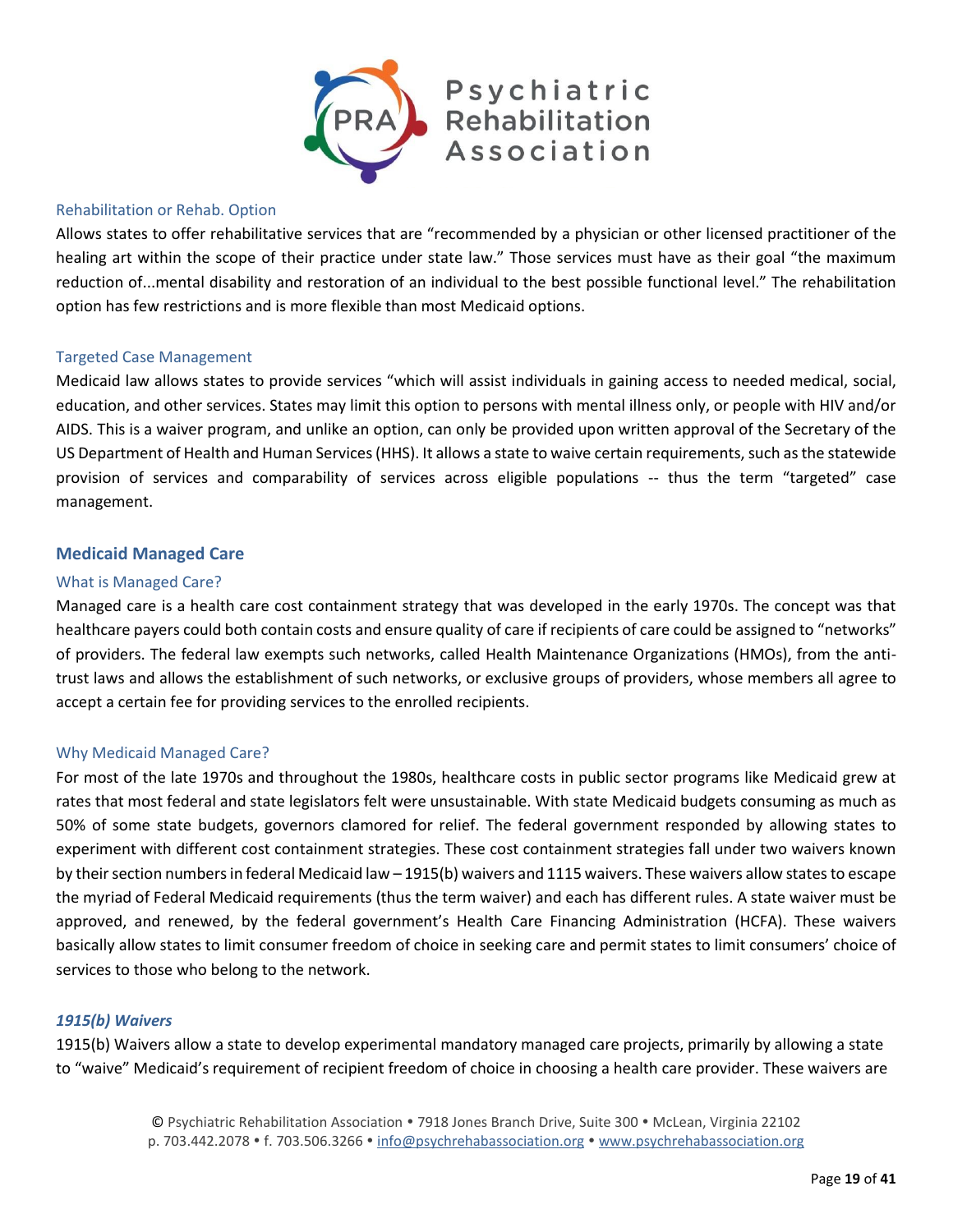### Rehabilitation or Rehab. Option

Allows states to offer rehabilitative services that are "recommended by a physician or other licensed practitioner of the healing art within the scope of their practice under state law." Those services must have as their goal "the maximum reduction of...mental disability and restoration of an individual to the best possible functional level." The rehabilitation option has few restrictions and is more flexible than most Medicaid options.

### Targeted Case Management

Medicaid law allows states to provide services "which will assist individuals in gaining access to needed medical, social, education, and other services. States may limit this option to persons with mental illness only, or people with HIV and/or AIDS. This is a waiver program, and unlike an option, can only be provided upon written approval of the Secretary of the US Department of Health and Human Services (HHS). It allows a state to waive certain requirements, such as the statewide provision of services and comparability of services across eligible populations -- thus the term "targeted" case management.

## Medicaid Managed Care

### What is Managed Care?

Managed care is a health care cost containment strategy that was developed in the early 1970s. The concept was that healthcare payers could both contain costs and ensure quality of care if recipients of care could be assigned to "networks" of providers. The federal law exempts such networks, called Health Maintenance Organizations (HMOs), from the anti-trust laws and allows the establishment of such networks, or exclusive groups of providers, whose members all agree to accept a certain fee for providing services to the enrolled recipients.

### Why Medicaid Managed Care?

For most of the late 1970s and throughout the 1980s, healthcare costs in public sector programs like Medicaid grew at rates that most federal and state legislators felt were unsustainable. With state Medicaid budgets consuming as much as 50% of some state budgets, governors clamored for relief. The federal government responded by allowing states to experiment with different cost containment strategies. These cost containment strategies fall under two waivers known by their section numbers in federal Medicaid law – 1915(b) waivers and 1115 waivers. These waivers allow states to escape the myriad of Federal Medicaid requirements (thus the term waiver) and each has different rules. A state waiver must be approved, and renewed, by the federal government's Health Care Financing Administration (HCFA). These waivers basically allow states to limit consumer freedom of choice in seeking care and permit states to limit consumers' choice of services to those who belong to the network.

#### *1915(b) Waivers*

1915(b) Waivers allow a state to develop experimental mandatory managed care projects, primarily by allowing a state to "waive" Medicaid's requirement of recipient freedom of choice in choosing a health care provider. These waivers are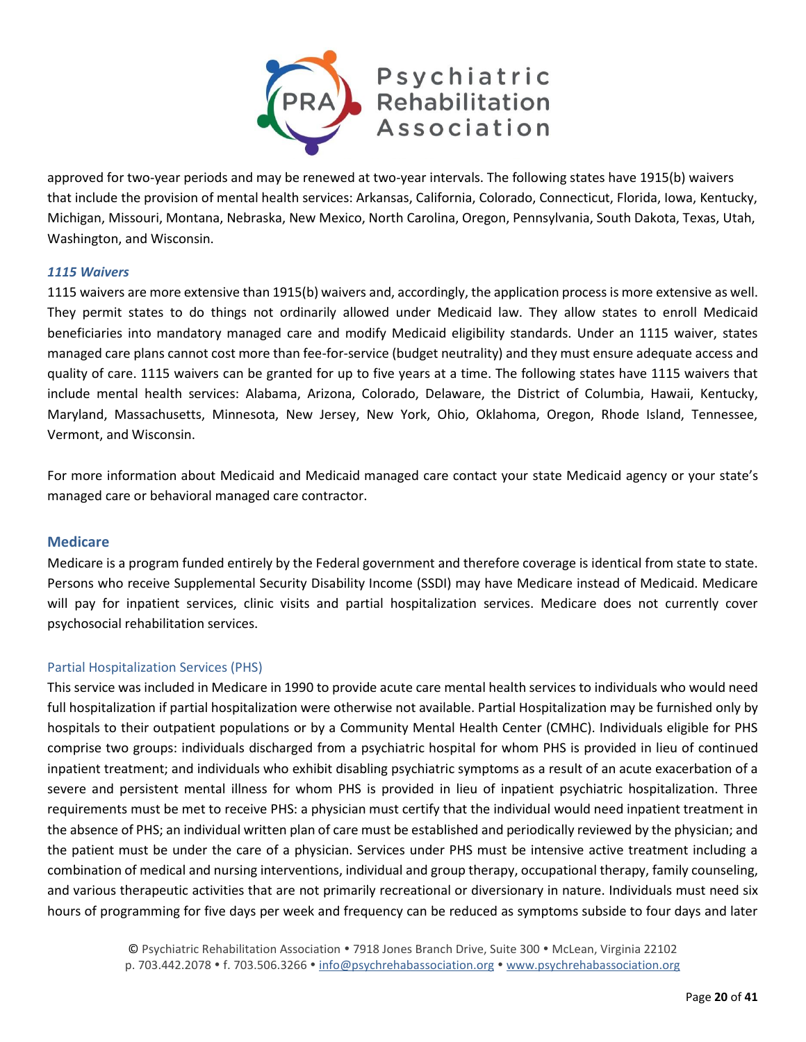approved for two-year periods and may be renewed at two-year intervals. The following states have 1915(b) waivers that include the provision of mental health services: Arkansas, California, Colorado, Connecticut, Florida, Iowa, Kentucky, Michigan, Missouri, Montana, Nebraska, New Mexico, North Carolina, Oregon, Pennsylvania, South Dakota, Texas, Utah, Washington, and Wisconsin.

#### *1115 Waivers*

1115 waivers are more extensive than 1915(b) waivers and, accordingly, the application process is more extensive as well. They permit states to do things not ordinarily allowed under Medicaid law. They allow states to enroll Medicaid beneficiaries into mandatory managed care and modify Medicaid eligibility standards. Under an 1115 waiver, states managed care plans cannot cost more than fee-for-service (budget neutrality) and they must ensure adequate access and quality of care. 1115 waivers can be granted for up to five years at a time. The following states have 1115 waivers that include mental health services: Alabama, Arizona, Colorado, Delaware, the District of Columbia, Hawaii, Kentucky, Maryland, Massachusetts, Minnesota, New Jersey, New York, Ohio, Oklahoma, Oregon, Rhode Island, Tennessee, Vermont, and Wisconsin.

For more information about Medicaid and Medicaid managed care contact your state Medicaid agency or your state's managed care or behavioral managed care contractor.

## Medicare

Medicare is a program funded entirely by the Federal government and therefore coverage is identical from state to state. Persons who receive Supplemental Security Disability Income (SSDI) may have Medicare instead of Medicaid. Medicare will pay for inpatient services, clinic visits and partial hospitalization services. Medicare does not currently cover psychosocial rehabilitation services.

### Partial Hospitalization Services (PHS)

This service was included in Medicare in 1990 to provide acute care mental health services to individuals who would need full hospitalization if partial hospitalization were otherwise not available. Partial Hospitalization may be furnished only by hospitals to their outpatient populations or by a Community Mental Health Center (CMHC). Individuals eligible for PHS comprise two groups: individuals discharged from a psychiatric hospital for whom PHS is provided in lieu of continued inpatient treatment; and individuals who exhibit disabling psychiatric symptoms as a result of an acute exacerbation of a severe and persistent mental illness for whom PHS is provided in lieu of inpatient psychiatric hospitalization. Three requirements must be met to receive PHS: a physician must certify that the individual would need inpatient treatment in the absence of PHS; an individual written plan of care must be established and periodically reviewed by the physician; and the patient must be under the care of a physician. Services under PHS must be intensive active treatment including a combination of medical and nursing interventions, individual and group therapy, occupational therapy, family counseling, and various therapeutic activities that are not primarily recreational or diversionary in nature. Individuals must need six hours of programming for five days per week and frequency can be reduced as symptoms subside to four days and later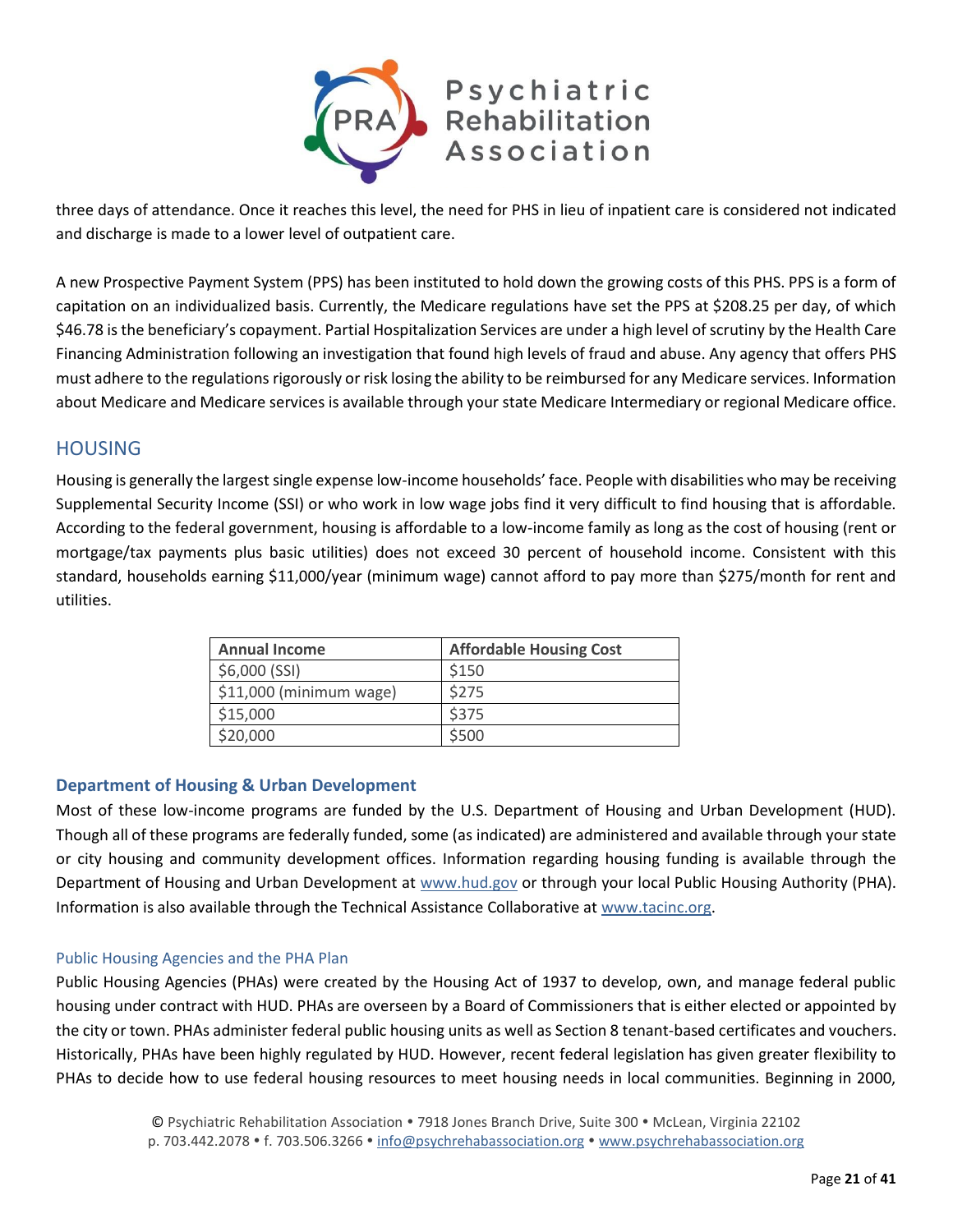three days of attendance. Once it reaches this level, the need for PHS in lieu of inpatient care is considered not indicated and discharge is made to a lower level of outpatient care.

A new Prospective Payment System (PPS) has been instituted to hold down the growing costs of this PHS. PPS is a form of capitation on an individualized basis. Currently, the Medicare regulations have set the PPS at $208.25 per day, of which $46.78 is the beneficiary's copayment. Partial Hospitalization Services are under a high level of scrutiny by the Health Care Financing Administration following an investigation that found high levels of fraud and abuse. Any agency that offers PHS must adhere to the regulations rigorously or risk losing the ability to be reimbursed for any Medicare services. Information about Medicare and Medicare services is available through your state Medicare Intermediary or regional Medicare office.

## HOUSING

Housing is generally the largest single expense low-income households' face. People with disabilities who may be receiving Supplemental Security Income (SSI) or who work in low wage jobs find it very difficult to find housing that is affordable. According to the federal government, housing is affordable to a low-income family as long as the cost of housing (rent or mortgage/tax payments plus basic utilities) does not exceed 30 percent of household income. Consistent with this standard, households earning $11,000/year (minimum wage) cannot afford to pay more than $275/month for rent and utilities.

| Annual Income | Affordable Housing Cost |
| --- | --- |
| $6,000 (SSI) | $150 |
| $11,000 (minimum wage) | $275 |
| $15,000 | $375 |
| $20,000 | $500 |

### Department of Housing & Urban Development

Most of these low-income programs are funded by the U.S. Department of Housing and Urban Development (HUD). Though all of these programs are federally funded, some (as indicated) are administered and available through your state or city housing and community development offices. Information regarding housing funding is available through the Department of Housing and Urban Development at www.hud.gov or through your local Public Housing Authority (PHA). Information is also available through the Technical Assistance Collaborative at www.tacinc.org.

#### Public Housing Agencies and the PHA Plan

Public Housing Agencies (PHAs) were created by the Housing Act of 1937 to develop, own, and manage federal public housing under contract with HUD. PHAs are overseen by a Board of Commissioners that is either elected or appointed by the city or town. PHAs administer federal public housing units as well as Section 8 tenant-based certificates and vouchers. Historically, PHAs have been highly regulated by HUD. However, recent federal legislation has given greater flexibility to PHAs to decide how to use federal housing resources to meet housing needs in local communities. Beginning in 2000,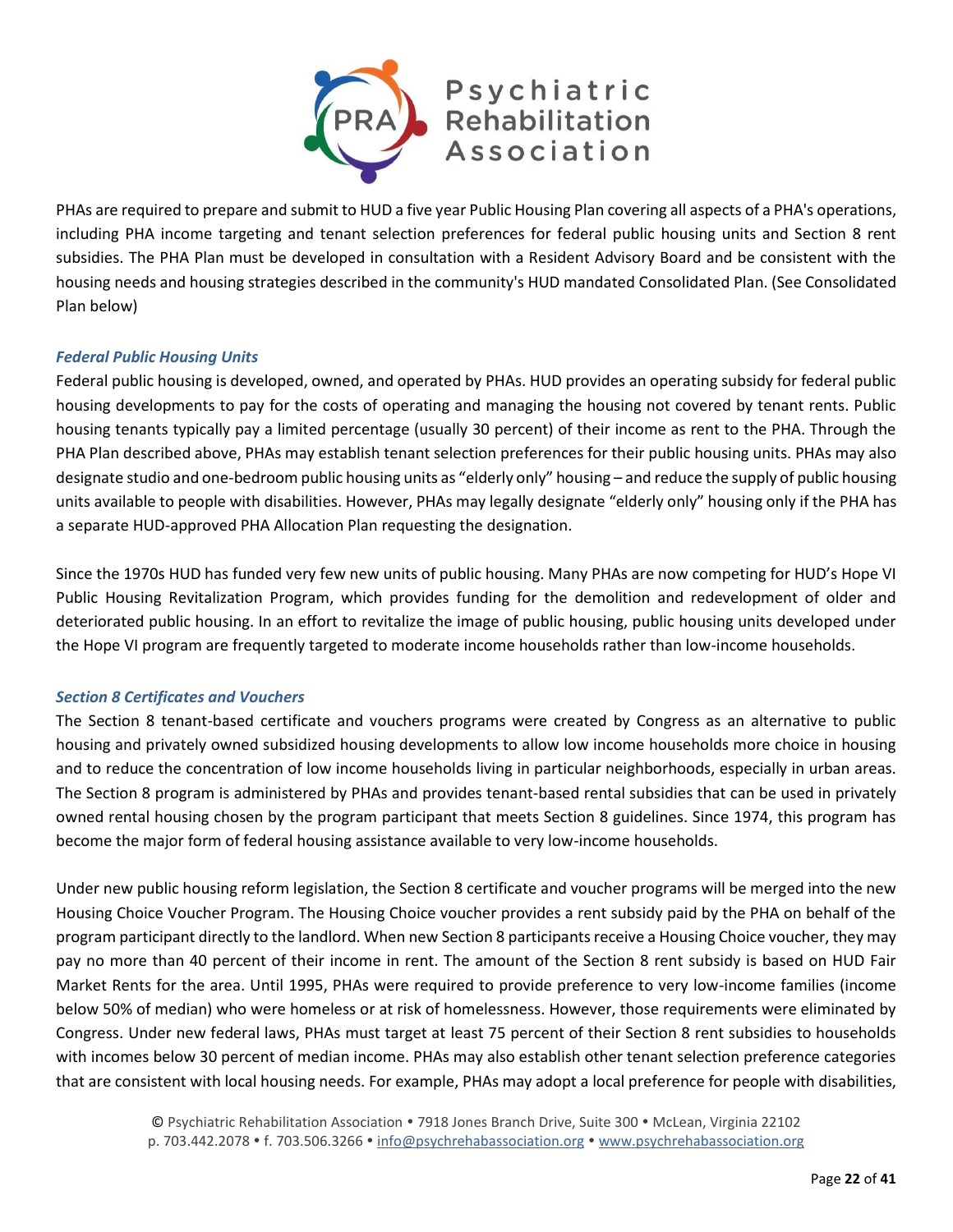PHAs are required to prepare and submit to HUD a five year Public Housing Plan covering all aspects of a PHA's operations, including PHA income targeting and tenant selection preferences for federal public housing units and Section 8 rent subsidies. The PHA Plan must be developed in consultation with a Resident Advisory Board and be consistent with the housing needs and housing strategies described in the community's HUD mandated Consolidated Plan. (See Consolidated Plan below)

### *Federal Public Housing Units*

Federal public housing is developed, owned, and operated by PHAs. HUD provides an operating subsidy for federal public housing developments to pay for the costs of operating and managing the housing not covered by tenant rents. Public housing tenants typically pay a limited percentage (usually 30 percent) of their income as rent to the PHA. Through the PHA Plan described above, PHAs may establish tenant selection preferences for their public housing units. PHAs may also designate studio and one-bedroom public housing units as "elderly only" housing – and reduce the supply of public housing units available to people with disabilities. However, PHAs may legally designate "elderly only" housing only if the PHA has a separate HUD-approved PHA Allocation Plan requesting the designation.

Since the 1970s HUD has funded very few new units of public housing. Many PHAs are now competing for HUD's Hope VI Public Housing Revitalization Program, which provides funding for the demolition and redevelopment of older and deteriorated public housing. In an effort to revitalize the image of public housing, public housing units developed under the Hope VI program are frequently targeted to moderate income households rather than low-income households.

### *Section 8 Certificates and Vouchers*

The Section 8 tenant-based certificate and vouchers programs were created by Congress as an alternative to public housing and privately owned subsidized housing developments to allow low income households more choice in housing and to reduce the concentration of low income households living in particular neighborhoods, especially in urban areas. The Section 8 program is administered by PHAs and provides tenant-based rental subsidies that can be used in privately owned rental housing chosen by the program participant that meets Section 8 guidelines. Since 1974, this program has become the major form of federal housing assistance available to very low-income households.

Under new public housing reform legislation, the Section 8 certificate and voucher programs will be merged into the new Housing Choice Voucher Program. The Housing Choice voucher provides a rent subsidy paid by the PHA on behalf of the program participant directly to the landlord. When new Section 8 participants receive a Housing Choice voucher, they may pay no more than 40 percent of their income in rent. The amount of the Section 8 rent subsidy is based on HUD Fair Market Rents for the area. Until 1995, PHAs were required to provide preference to very low-income families (income below 50% of median) who were homeless or at risk of homelessness. However, those requirements were eliminated by Congress. Under new federal laws, PHAs must target at least 75 percent of their Section 8 rent subsidies to households with incomes below 30 percent of median income. PHAs may also establish other tenant selection preference categories that are consistent with local housing needs. For example, PHAs may adopt a local preference for people with disabilities,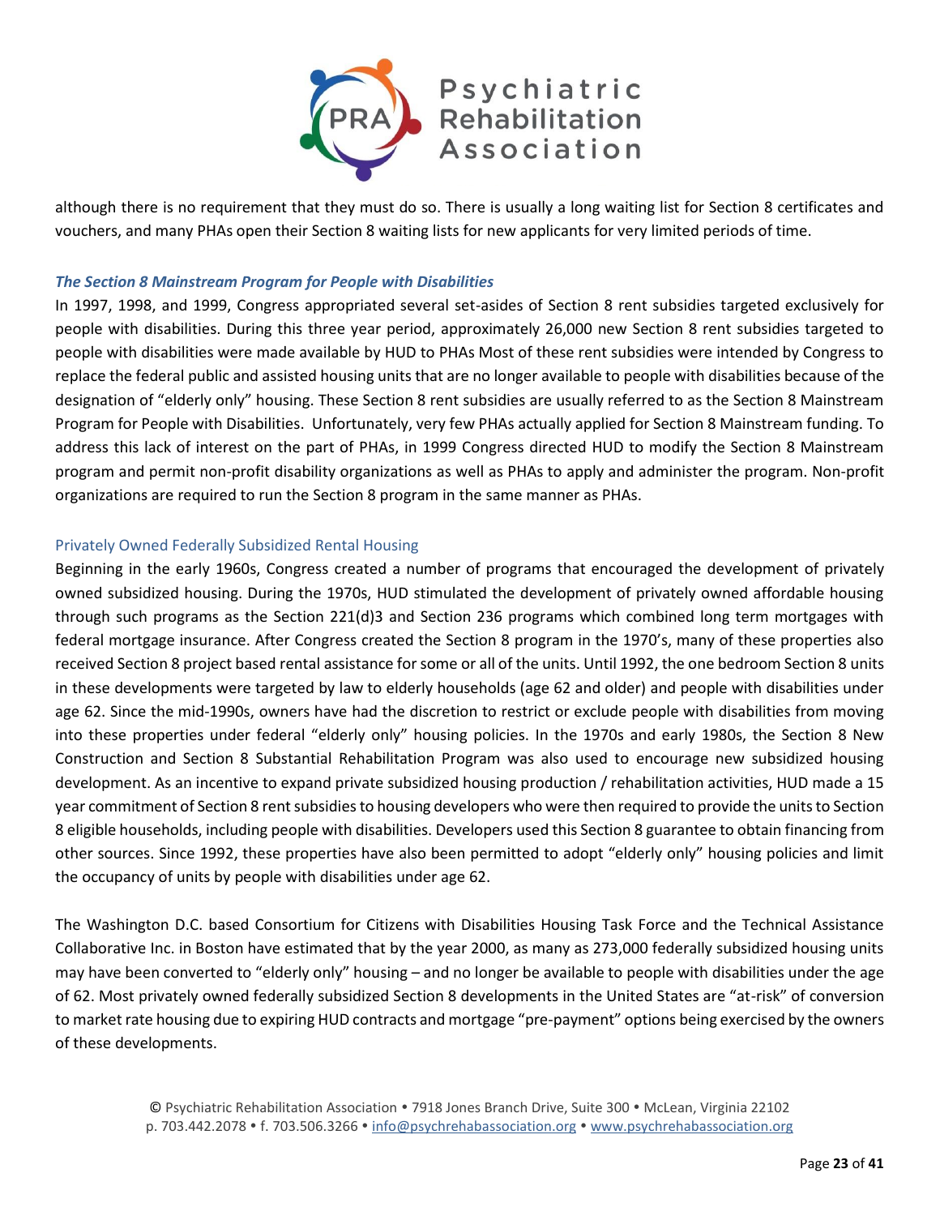although there is no requirement that they must do so. There is usually a long waiting list for Section 8 certificates and vouchers, and many PHAs open their Section 8 waiting lists for new applicants for very limited periods of time.

#### *The Section 8 Mainstream Program for People with Disabilities*

In 1997, 1998, and 1999, Congress appropriated several set-asides of Section 8 rent subsidies targeted exclusively for people with disabilities. During this three year period, approximately 26,000 new Section 8 rent subsidies targeted to people with disabilities were made available by HUD to PHAs Most of these rent subsidies were intended by Congress to replace the federal public and assisted housing units that are no longer available to people with disabilities because of the designation of "elderly only" housing. These Section 8 rent subsidies are usually referred to as the Section 8 Mainstream Program for People with Disabilities. Unfortunately, very few PHAs actually applied for Section 8 Mainstream funding. To address this lack of interest on the part of PHAs, in 1999 Congress directed HUD to modify the Section 8 Mainstream program and permit non-profit disability organizations as well as PHAs to apply and administer the program. Non-profit organizations are required to run the Section 8 program in the same manner as PHAs.

### Privately Owned Federally Subsidized Rental Housing

Beginning in the early 1960s, Congress created a number of programs that encouraged the development of privately owned subsidized housing. During the 1970s, HUD stimulated the development of privately owned affordable housing through such programs as the Section 221(d)3 and Section 236 programs which combined long term mortgages with federal mortgage insurance. After Congress created the Section 8 program in the 1970's, many of these properties also received Section 8 project based rental assistance for some or all of the units. Until 1992, the one bedroom Section 8 units in these developments were targeted by law to elderly households (age 62 and older) and people with disabilities under age 62. Since the mid-1990s, owners have had the discretion to restrict or exclude people with disabilities from moving into these properties under federal "elderly only" housing policies. In the 1970s and early 1980s, the Section 8 New Construction and Section 8 Substantial Rehabilitation Program was also used to encourage new subsidized housing development. As an incentive to expand private subsidized housing production / rehabilitation activities, HUD made a 15 year commitment of Section 8 rent subsidies to housing developers who were then required to provide the units to Section 8 eligible households, including people with disabilities. Developers used this Section 8 guarantee to obtain financing from other sources. Since 1992, these properties have also been permitted to adopt "elderly only" housing policies and limit the occupancy of units by people with disabilities under age 62.

The Washington D.C. based Consortium for Citizens with Disabilities Housing Task Force and the Technical Assistance Collaborative Inc. in Boston have estimated that by the year 2000, as many as 273,000 federally subsidized housing units may have been converted to "elderly only" housing – and no longer be available to people with disabilities under the age of 62. Most privately owned federally subsidized Section 8 developments in the United States are "at-risk" of conversion to market rate housing due to expiring HUD contracts and mortgage "pre-payment" options being exercised by the owners of these developments.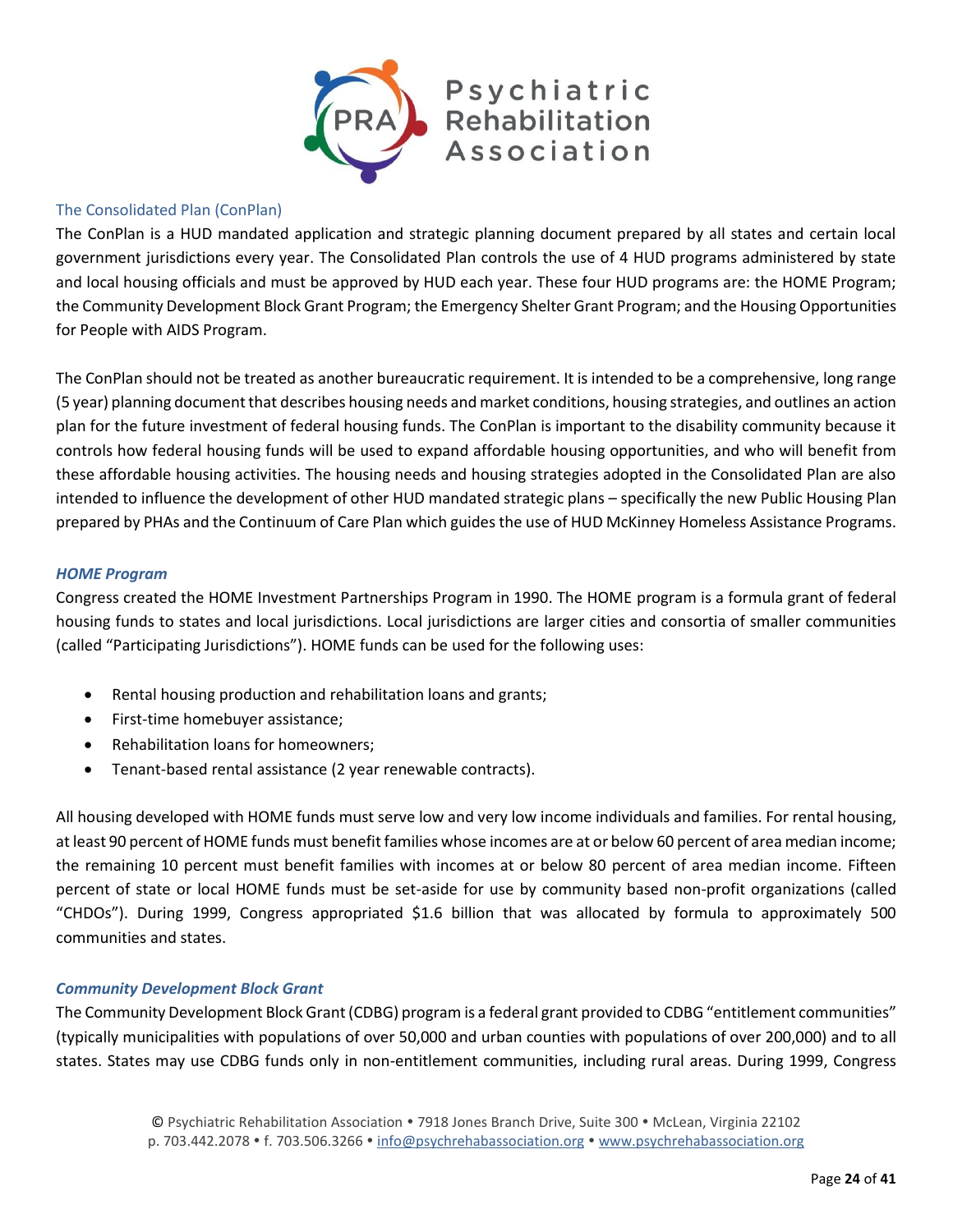## The Consolidated Plan (ConPlan)

The ConPlan is a HUD mandated application and strategic planning document prepared by all states and certain local government jurisdictions every year. The Consolidated Plan controls the use of 4 HUD programs administered by state and local housing officials and must be approved by HUD each year. These four HUD programs are: the HOME Program; the Community Development Block Grant Program; the Emergency Shelter Grant Program; and the Housing Opportunities for People with AIDS Program.

The ConPlan should not be treated as another bureaucratic requirement. It is intended to be a comprehensive, long range (5 year) planning document that describes housing needs and market conditions, housing strategies, and outlines an action plan for the future investment of federal housing funds. The ConPlan is important to the disability community because it controls how federal housing funds will be used to expand affordable housing opportunities, and who will benefit from these affordable housing activities. The housing needs and housing strategies adopted in the Consolidated Plan are also intended to influence the development of other HUD mandated strategic plans – specifically the new Public Housing Plan prepared by PHAs and the Continuum of Care Plan which guides the use of HUD McKinney Homeless Assistance Programs.

### *HOME Program*

Congress created the HOME Investment Partnerships Program in 1990. The HOME program is a formula grant of federal housing funds to states and local jurisdictions. Local jurisdictions are larger cities and consortia of smaller communities (called "Participating Jurisdictions"). HOME funds can be used for the following uses:

- Rental housing production and rehabilitation loans and grants;
- First-time homebuyer assistance;
- Rehabilitation loans for homeowners;
- Tenant-based rental assistance (2 year renewable contracts).

All housing developed with HOME funds must serve low and very low income individuals and families. For rental housing, at least 90 percent of HOME funds must benefit families whose incomes are at or below 60 percent of area median income; the remaining 10 percent must benefit families with incomes at or below 80 percent of area median income. Fifteen percent of state or local HOME funds must be set-aside for use by community based non-profit organizations (called "CHDOs"). During 1999, Congress appropriated $1.6 billion that was allocated by formula to approximately 500 communities and states.

### *Community Development Block Grant*

The Community Development Block Grant (CDBG) program is a federal grant provided to CDBG "entitlement communities" (typically municipalities with populations of over 50,000 and urban counties with populations of over 200,000) and to all states. States may use CDBG funds only in non-entitlement communities, including rural areas. During 1999, Congress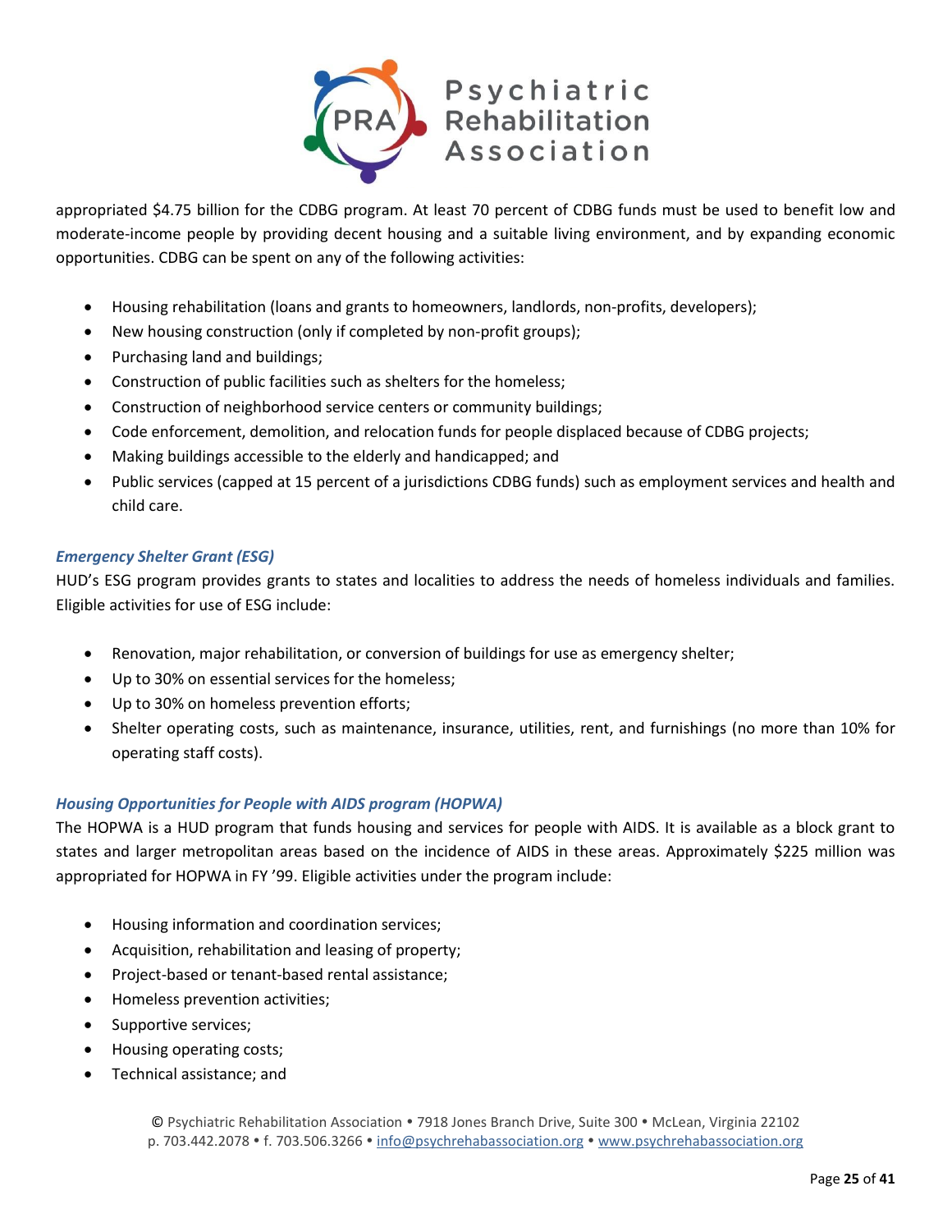appropriated $4.75 billion for the CDBG program. At least 70 percent of CDBG funds must be used to benefit low and moderate-income people by providing decent housing and a suitable living environment, and by expanding economic opportunities. CDBG can be spent on any of the following activities:

- Housing rehabilitation (loans and grants to homeowners, landlords, non-profits, developers);
- New housing construction (only if completed by non-profit groups);
- Purchasing land and buildings;
- Construction of public facilities such as shelters for the homeless;
- Construction of neighborhood service centers or community buildings;
- Code enforcement, demolition, and relocation funds for people displaced because of CDBG projects;
- Making buildings accessible to the elderly and handicapped; and
- Public services (capped at 15 percent of a jurisdictions CDBG funds) such as employment services and health and child care.

### *Emergency Shelter Grant (ESG)*

HUD's ESG program provides grants to states and localities to address the needs of homeless individuals and families. Eligible activities for use of ESG include:

- Renovation, major rehabilitation, or conversion of buildings for use as emergency shelter;
- Up to 30% on essential services for the homeless;
- Up to 30% on homeless prevention efforts;
- Shelter operating costs, such as maintenance, insurance, utilities, rent, and furnishings (no more than 10% for operating staff costs).

### *Housing Opportunities for People with AIDS program (HOPWA)*

The HOPWA is a HUD program that funds housing and services for people with AIDS. It is available as a block grant to states and larger metropolitan areas based on the incidence of AIDS in these areas. Approximately $225 million was appropriated for HOPWA in FY '99. Eligible activities under the program include:

- Housing information and coordination services;
- Acquisition, rehabilitation and leasing of property;
- Project-based or tenant-based rental assistance;
- Homeless prevention activities;
- Supportive services;
- Housing operating costs;
- Technical assistance; and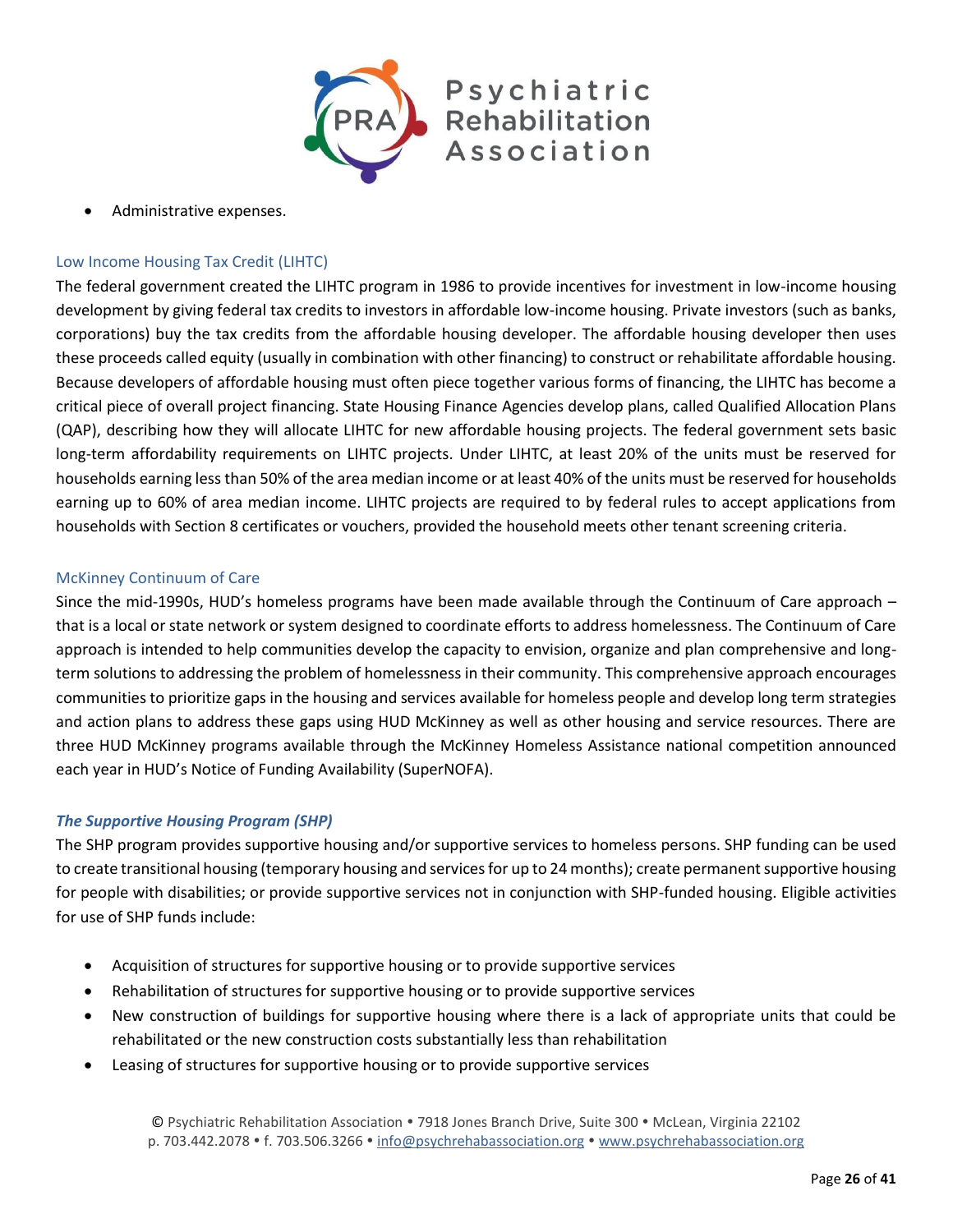- Administrative expenses.

### Low Income Housing Tax Credit (LIHTC)

The federal government created the LIHTC program in 1986 to provide incentives for investment in low-income housing development by giving federal tax credits to investors in affordable low-income housing. Private investors (such as banks, corporations) buy the tax credits from the affordable housing developer. The affordable housing developer then uses these proceeds called equity (usually in combination with other financing) to construct or rehabilitate affordable housing. Because developers of affordable housing must often piece together various forms of financing, the LIHTC has become a critical piece of overall project financing. State Housing Finance Agencies develop plans, called Qualified Allocation Plans (QAP), describing how they will allocate LIHTC for new affordable housing projects. The federal government sets basic long-term affordability requirements on LIHTC projects. Under LIHTC, at least 20% of the units must be reserved for households earning less than 50% of the area median income or at least 40% of the units must be reserved for households earning up to 60% of area median income. LIHTC projects are required to by federal rules to accept applications from households with Section 8 certificates or vouchers, provided the household meets other tenant screening criteria.

### McKinney Continuum of Care

Since the mid-1990s, HUD's homeless programs have been made available through the Continuum of Care approach – that is a local or state network or system designed to coordinate efforts to address homelessness. The Continuum of Care approach is intended to help communities develop the capacity to envision, organize and plan comprehensive and long-term solutions to addressing the problem of homelessness in their community. This comprehensive approach encourages communities to prioritize gaps in the housing and services available for homeless people and develop long term strategies and action plans to address these gaps using HUD McKinney as well as other housing and service resources. There are three HUD McKinney programs available through the McKinney Homeless Assistance national competition announced each year in HUD's Notice of Funding Availability (SuperNOFA).

#### *The Supportive Housing Program (SHP)*

The SHP program provides supportive housing and/or supportive services to homeless persons. SHP funding can be used to create transitional housing (temporary housing and services for up to 24 months); create permanent supportive housing for people with disabilities; or provide supportive services not in conjunction with SHP-funded housing. Eligible activities for use of SHP funds include:

- Acquisition of structures for supportive housing or to provide supportive services
- Rehabilitation of structures for supportive housing or to provide supportive services
- New construction of buildings for supportive housing where there is a lack of appropriate units that could be rehabilitated or the new construction costs substantially less than rehabilitation
- Leasing of structures for supportive housing or to provide supportive services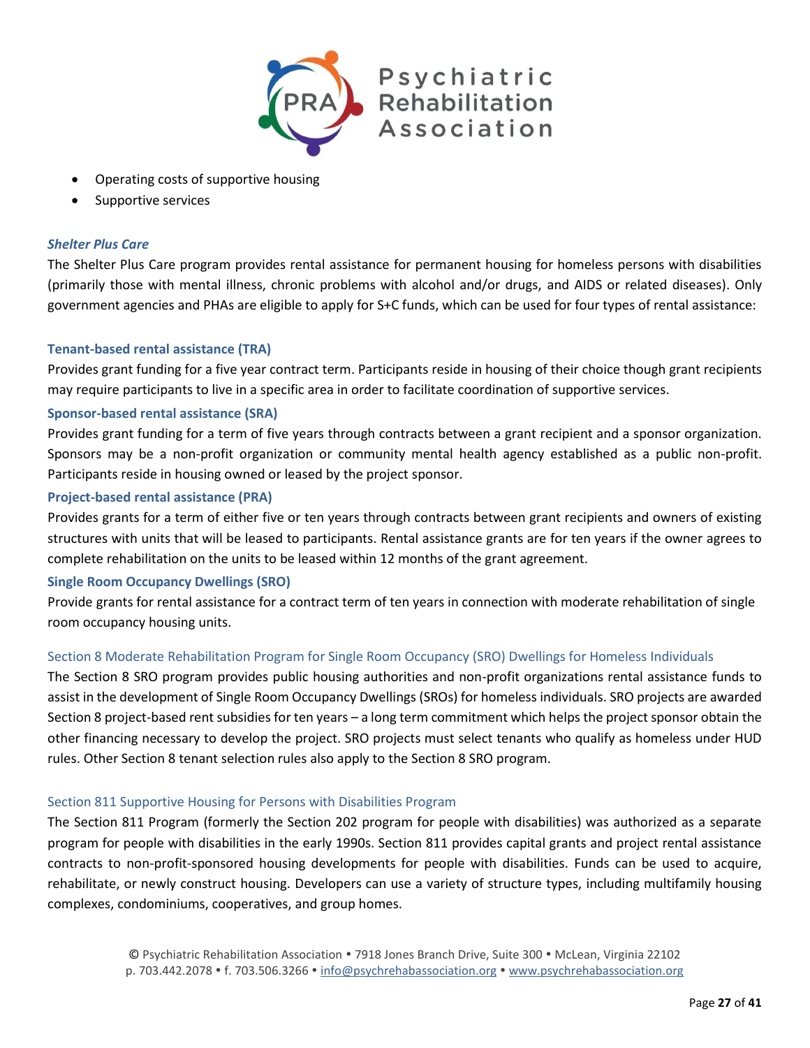- Operating costs of supportive housing
- Supportive services

### *Shelter Plus Care*

The Shelter Plus Care program provides rental assistance for permanent housing for homeless persons with disabilities (primarily those with mental illness, chronic problems with alcohol and/or drugs, and AIDS or related diseases). Only government agencies and PHAs are eligible to apply for S+C funds, which can be used for four types of rental assistance:

#### Tenant-based rental assistance (TRA)

Provides grant funding for a five year contract term. Participants reside in housing of their choice though grant recipients may require participants to live in a specific area in order to facilitate coordination of supportive services.

#### Sponsor-based rental assistance (SRA)

Provides grant funding for a term of five years through contracts between a grant recipient and a sponsor organization. Sponsors may be a non-profit organization or community mental health agency established as a public non-profit. Participants reside in housing owned or leased by the project sponsor.

#### Project-based rental assistance (PRA)

Provides grants for a term of either five or ten years through contracts between grant recipients and owners of existing structures with units that will be leased to participants. Rental assistance grants are for ten years if the owner agrees to complete rehabilitation on the units to be leased within 12 months of the grant agreement.

#### Single Room Occupancy Dwellings (SRO)

Provide grants for rental assistance for a contract term of ten years in connection with moderate rehabilitation of single room occupancy housing units.

### Section 8 Moderate Rehabilitation Program for Single Room Occupancy (SRO) Dwellings for Homeless Individuals

The Section 8 SRO program provides public housing authorities and non-profit organizations rental assistance funds to assist in the development of Single Room Occupancy Dwellings (SROs) for homeless individuals. SRO projects are awarded Section 8 project-based rent subsidies for ten years – a long term commitment which helps the project sponsor obtain the other financing necessary to develop the project. SRO projects must select tenants who qualify as homeless under HUD rules. Other Section 8 tenant selection rules also apply to the Section 8 SRO program.

### Section 811 Supportive Housing for Persons with Disabilities Program

The Section 811 Program (formerly the Section 202 program for people with disabilities) was authorized as a separate program for people with disabilities in the early 1990s. Section 811 provides capital grants and project rental assistance contracts to non-profit-sponsored housing developments for people with disabilities. Funds can be used to acquire, rehabilitate, or newly construct housing. Developers can use a variety of structure types, including multifamily housing complexes, condominiums, cooperatives, and group homes.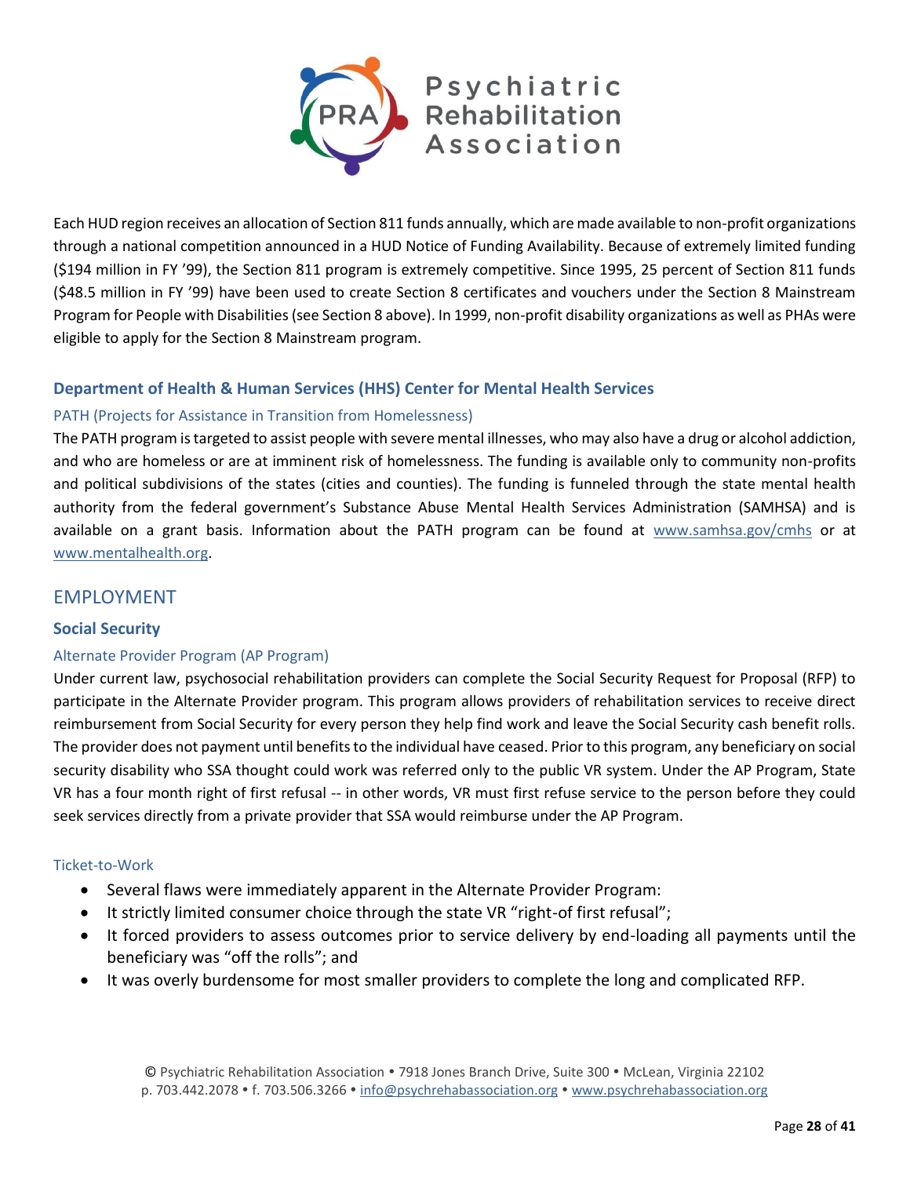Each HUD region receives an allocation of Section 811 funds annually, which are made available to non-profit organizations through a national competition announced in a HUD Notice of Funding Availability. Because of extremely limited funding ($194 million in FY '99), the Section 811 program is extremely competitive. Since 1995, 25 percent of Section 811 funds ($48.5 million in FY '99) have been used to create Section 8 certificates and vouchers under the Section 8 Mainstream Program for People with Disabilities (see Section 8 above). In 1999, non-profit disability organizations as well as PHAs were eligible to apply for the Section 8 Mainstream program.

### Department of Health & Human Services (HHS) Center for Mental Health Services

#### PATH (Projects for Assistance in Transition from Homelessness)

The PATH program is targeted to assist people with severe mental illnesses, who may also have a drug or alcohol addiction, and who are homeless or are at imminent risk of homelessness. The funding is available only to community non-profits and political subdivisions of the states (cities and counties). The funding is funneled through the state mental health authority from the federal government's Substance Abuse Mental Health Services Administration (SAMHSA) and is available on a grant basis. Information about the PATH program can be found at www.samhsa.gov/cmhs or at www.mentalhealth.org.

## EMPLOYMENT

### Social Security

#### Alternate Provider Program (AP Program)

Under current law, psychosocial rehabilitation providers can complete the Social Security Request for Proposal (RFP) to participate in the Alternate Provider program. This program allows providers of rehabilitation services to receive direct reimbursement from Social Security for every person they help find work and leave the Social Security cash benefit rolls. The provider does not payment until benefits to the individual have ceased. Prior to this program, any beneficiary on social security disability who SSA thought could work was referred only to the public VR system. Under the AP Program, State VR has a four month right of first refusal -- in other words, VR must first refuse service to the person before they could seek services directly from a private provider that SSA would reimburse under the AP Program.

#### Ticket-to-Work

- Several flaws were immediately apparent in the Alternate Provider Program:
- It strictly limited consumer choice through the state VR "right-of first refusal";
- It forced providers to assess outcomes prior to service delivery by end-loading all payments until the beneficiary was "off the rolls"; and
- It was overly burdensome for most smaller providers to complete the long and complicated RFP.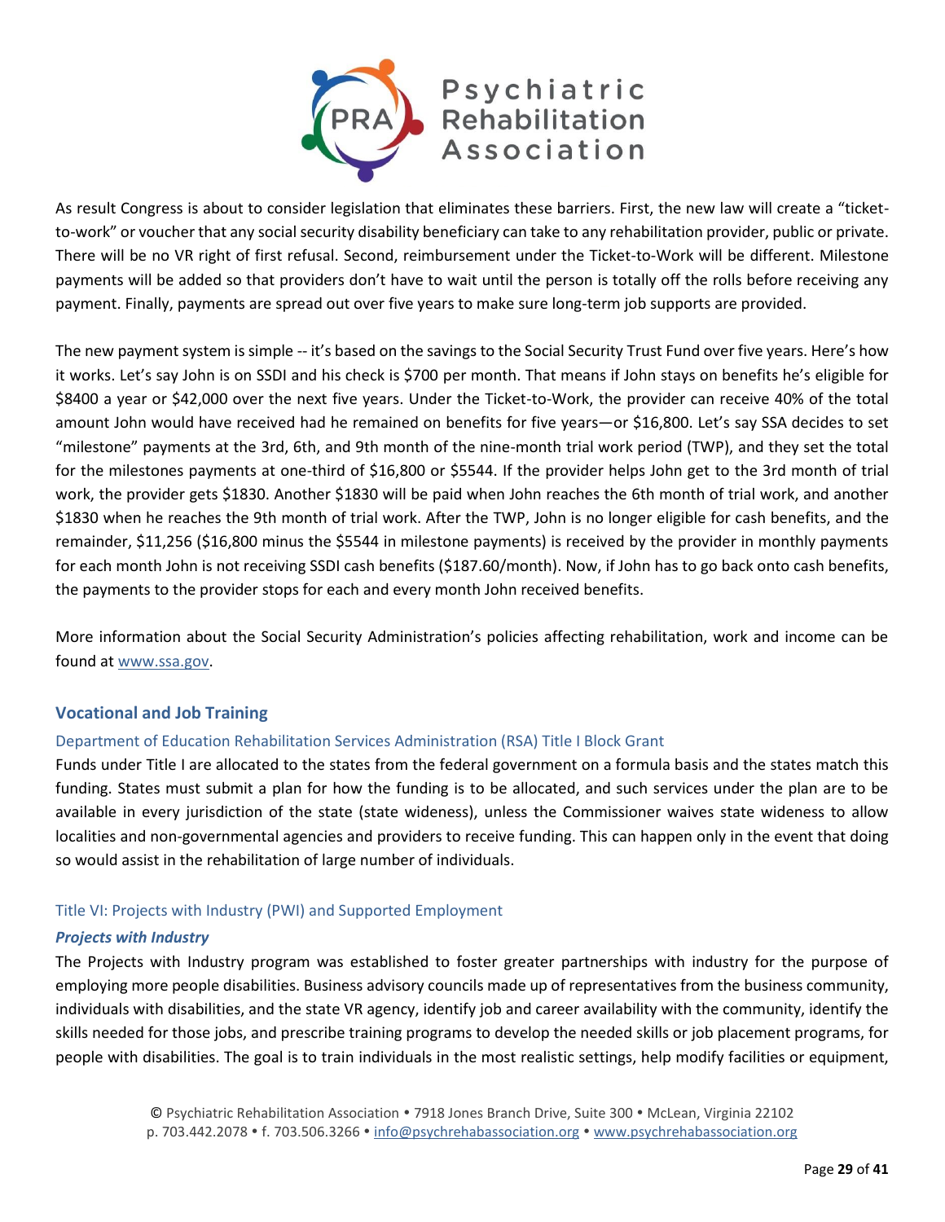As result Congress is about to consider legislation that eliminates these barriers. First, the new law will create a "ticket-to-work" or voucher that any social security disability beneficiary can take to any rehabilitation provider, public or private. There will be no VR right of first refusal. Second, reimbursement under the Ticket-to-Work will be different. Milestone payments will be added so that providers don't have to wait until the person is totally off the rolls before receiving any payment. Finally, payments are spread out over five years to make sure long-term job supports are provided.

The new payment system is simple -- it's based on the savings to the Social Security Trust Fund over five years. Here's how it works. Let's say John is on SSDI and his check is $700 per month. That means if John stays on benefits he's eligible for $8400 a year or $42,000 over the next five years. Under the Ticket-to-Work, the provider can receive 40% of the total amount John would have received had he remained on benefits for five years—or $16,800. Let's say SSA decides to set "milestone" payments at the 3rd, 6th, and 9th month of the nine-month trial work period (TWP), and they set the total for the milestones payments at one-third of $16,800 or $5544. If the provider helps John get to the 3rd month of trial work, the provider gets $1830. Another $1830 will be paid when John reaches the 6th month of trial work, and another $1830 when he reaches the 9th month of trial work. After the TWP, John is no longer eligible for cash benefits, and the remainder, $11,256 ($16,800 minus the $5544 in milestone payments) is received by the provider in monthly payments for each month John is not receiving SSDI cash benefits ($187.60/month). Now, if John has to go back onto cash benefits, the payments to the provider stops for each and every month John received benefits.

More information about the Social Security Administration's policies affecting rehabilitation, work and income can be found at www.ssa.gov.

## Vocational and Job Training

### Department of Education Rehabilitation Services Administration (RSA) Title I Block Grant

Funds under Title I are allocated to the states from the federal government on a formula basis and the states match this funding. States must submit a plan for how the funding is to be allocated, and such services under the plan are to be available in every jurisdiction of the state (state wideness), unless the Commissioner waives state wideness to allow localities and non-governmental agencies and providers to receive funding. This can happen only in the event that doing so would assist in the rehabilitation of large number of individuals.

### Title VI: Projects with Industry (PWI) and Supported Employment

#### *Projects with Industry*

The Projects with Industry program was established to foster greater partnerships with industry for the purpose of employing more people disabilities. Business advisory councils made up of representatives from the business community, individuals with disabilities, and the state VR agency, identify job and career availability with the community, identify the skills needed for those jobs, and prescribe training programs to develop the needed skills or job placement programs, for people with disabilities. The goal is to train individuals in the most realistic settings, help modify facilities or equipment,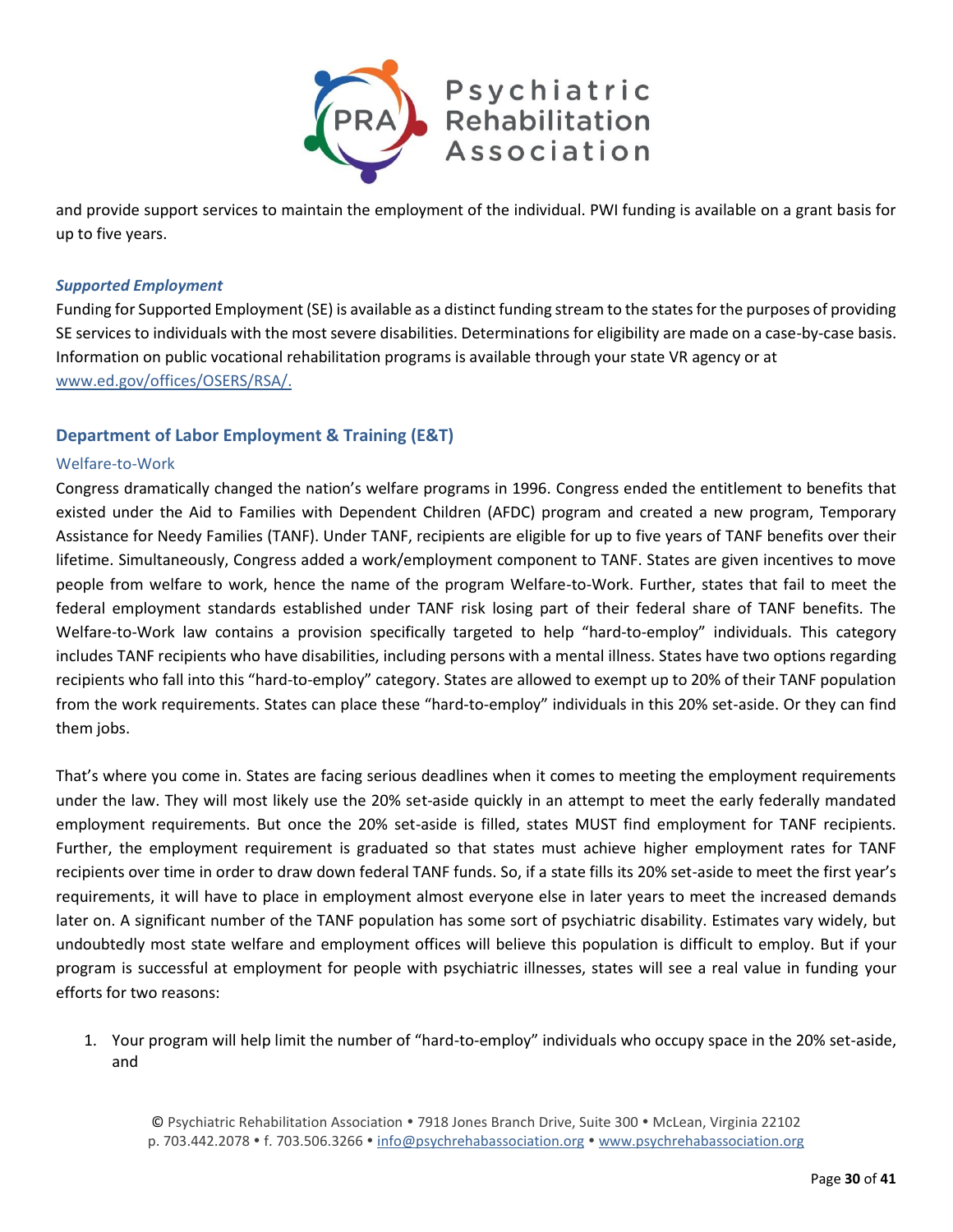and provide support services to maintain the employment of the individual. PWI funding is available on a grant basis for up to five years.

#### *Supported Employment*

Funding for Supported Employment (SE) is available as a distinct funding stream to the states for the purposes of providing SE services to individuals with the most severe disabilities. Determinations for eligibility are made on a case-by-case basis. Information on public vocational rehabilitation programs is available through your state VR agency or at www.ed.gov/offices/OSERS/RSA/.

### Department of Labor Employment & Training (E&T)

#### Welfare-to-Work

Congress dramatically changed the nation's welfare programs in 1996. Congress ended the entitlement to benefits that existed under the Aid to Families with Dependent Children (AFDC) program and created a new program, Temporary Assistance for Needy Families (TANF). Under TANF, recipients are eligible for up to five years of TANF benefits over their lifetime. Simultaneously, Congress added a work/employment component to TANF. States are given incentives to move people from welfare to work, hence the name of the program Welfare-to-Work. Further, states that fail to meet the federal employment standards established under TANF risk losing part of their federal share of TANF benefits. The Welfare-to-Work law contains a provision specifically targeted to help "hard-to-employ" individuals. This category includes TANF recipients who have disabilities, including persons with a mental illness. States have two options regarding recipients who fall into this "hard-to-employ" category. States are allowed to exempt up to 20% of their TANF population from the work requirements. States can place these "hard-to-employ" individuals in this 20% set-aside. Or they can find them jobs.

That's where you come in. States are facing serious deadlines when it comes to meeting the employment requirements under the law. They will most likely use the 20% set-aside quickly in an attempt to meet the early federally mandated employment requirements. But once the 20% set-aside is filled, states MUST find employment for TANF recipients. Further, the employment requirement is graduated so that states must achieve higher employment rates for TANF recipients over time in order to draw down federal TANF funds. So, if a state fills its 20% set-aside to meet the first year's requirements, it will have to place in employment almost everyone else in later years to meet the increased demands later on. A significant number of the TANF population has some sort of psychiatric disability. Estimates vary widely, but undoubtedly most state welfare and employment offices will believe this population is difficult to employ. But if your program is successful at employment for people with psychiatric illnesses, states will see a real value in funding your efforts for two reasons:

1. Your program will help limit the number of "hard-to-employ" individuals who occupy space in the 20% set-aside, and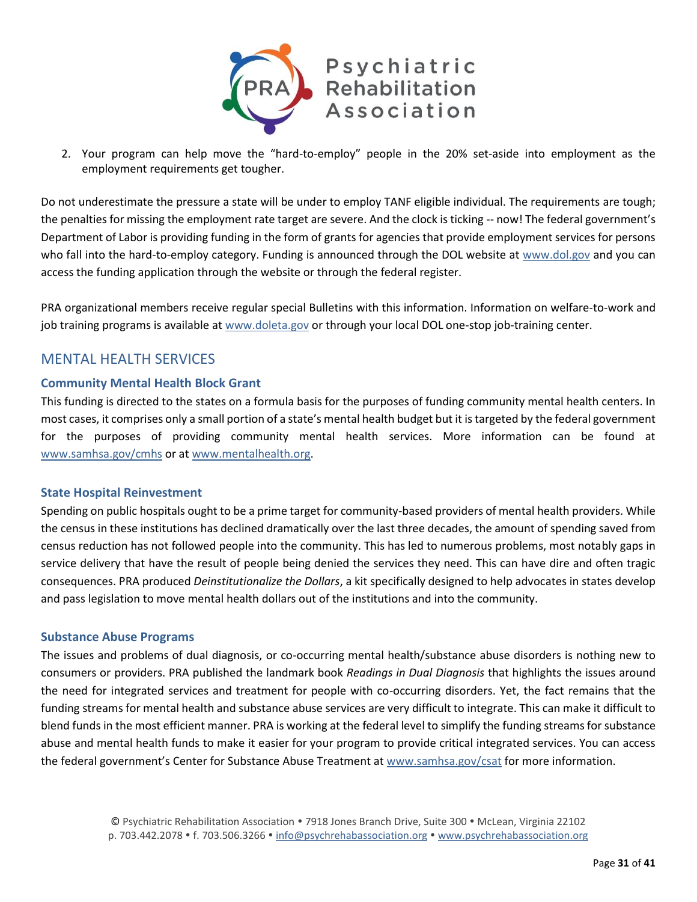2. Your program can help move the "hard-to-employ" people in the 20% set-aside into employment as the employment requirements get tougher.

Do not underestimate the pressure a state will be under to employ TANF eligible individual. The requirements are tough; the penalties for missing the employment rate target are severe. And the clock is ticking -- now! The federal government's Department of Labor is providing funding in the form of grants for agencies that provide employment services for persons who fall into the hard-to-employ category. Funding is announced through the DOL website at www.dol.gov and you can access the funding application through the website or through the federal register.

PRA organizational members receive regular special Bulletins with this information. Information on welfare-to-work and job training programs is available at www.doleta.gov or through your local DOL one-stop job-training center.

## MENTAL HEALTH SERVICES

### Community Mental Health Block Grant

This funding is directed to the states on a formula basis for the purposes of funding community mental health centers. In most cases, it comprises only a small portion of a state's mental health budget but it is targeted by the federal government for the purposes of providing community mental health services. More information can be found at www.samhsa.gov/cmhs or at www.mentalhealth.org.

### State Hospital Reinvestment

Spending on public hospitals ought to be a prime target for community-based providers of mental health providers. While the census in these institutions has declined dramatically over the last three decades, the amount of spending saved from census reduction has not followed people into the community. This has led to numerous problems, most notably gaps in service delivery that have the result of people being denied the services they need. This can have dire and often tragic consequences. PRA produced *Deinstitutionalize the Dollars*, a kit specifically designed to help advocates in states develop and pass legislation to move mental health dollars out of the institutions and into the community.

### Substance Abuse Programs

The issues and problems of dual diagnosis, or co-occurring mental health/substance abuse disorders is nothing new to consumers or providers. PRA published the landmark book *Readings in Dual Diagnosis* that highlights the issues around the need for integrated services and treatment for people with co-occurring disorders. Yet, the fact remains that the funding streams for mental health and substance abuse services are very difficult to integrate. This can make it difficult to blend funds in the most efficient manner. PRA is working at the federal level to simplify the funding streams for substance abuse and mental health funds to make it easier for your program to provide critical integrated services. You can access the federal government's Center for Substance Abuse Treatment at www.samhsa.gov/csat for more information.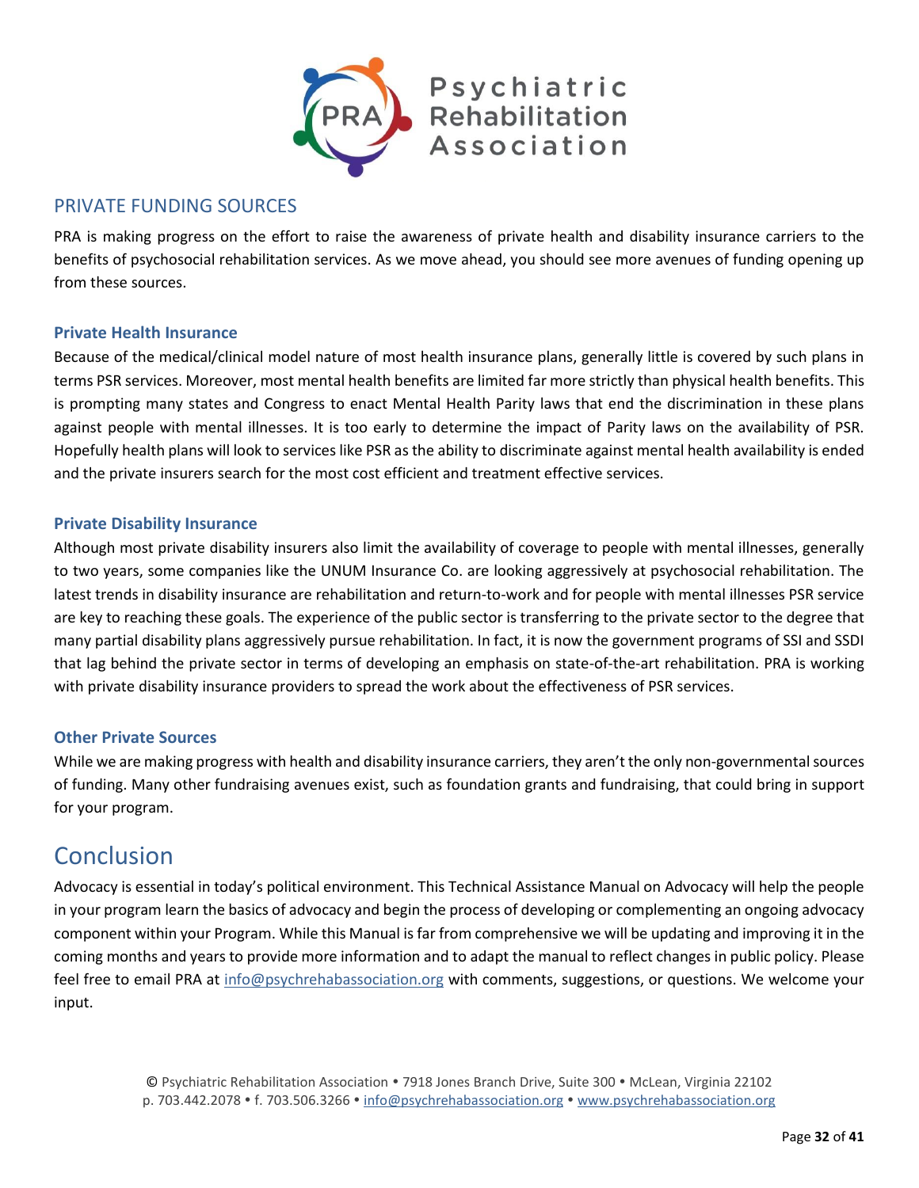## PRIVATE FUNDING SOURCES

PRA is making progress on the effort to raise the awareness of private health and disability insurance carriers to the benefits of psychosocial rehabilitation services. As we move ahead, you should see more avenues of funding opening up from these sources.

### Private Health Insurance

Because of the medical/clinical model nature of most health insurance plans, generally little is covered by such plans in terms PSR services. Moreover, most mental health benefits are limited far more strictly than physical health benefits. This is prompting many states and Congress to enact Mental Health Parity laws that end the discrimination in these plans against people with mental illnesses. It is too early to determine the impact of Parity laws on the availability of PSR. Hopefully health plans will look to services like PSR as the ability to discriminate against mental health availability is ended and the private insurers search for the most cost efficient and treatment effective services.

### Private Disability Insurance

Although most private disability insurers also limit the availability of coverage to people with mental illnesses, generally to two years, some companies like the UNUM Insurance Co. are looking aggressively at psychosocial rehabilitation. The latest trends in disability insurance are rehabilitation and return-to-work and for people with mental illnesses PSR service are key to reaching these goals. The experience of the public sector is transferring to the private sector to the degree that many partial disability plans aggressively pursue rehabilitation. In fact, it is now the government programs of SSI and SSDI that lag behind the private sector in terms of developing an emphasis on state-of-the-art rehabilitation. PRA is working with private disability insurance providers to spread the work about the effectiveness of PSR services.

### Other Private Sources

While we are making progress with health and disability insurance carriers, they aren't the only non-governmental sources of funding. Many other fundraising avenues exist, such as foundation grants and fundraising, that could bring in support for your program.

# Conclusion

Advocacy is essential in today's political environment. This Technical Assistance Manual on Advocacy will help the people in your program learn the basics of advocacy and begin the process of developing or complementing an ongoing advocacy component within your Program. While this Manual is far from comprehensive we will be updating and improving it in the coming months and years to provide more information and to adapt the manual to reflect changes in public policy. Please feel free to email PRA at info@psychrehabassociation.org with comments, suggestions, or questions. We welcome your input.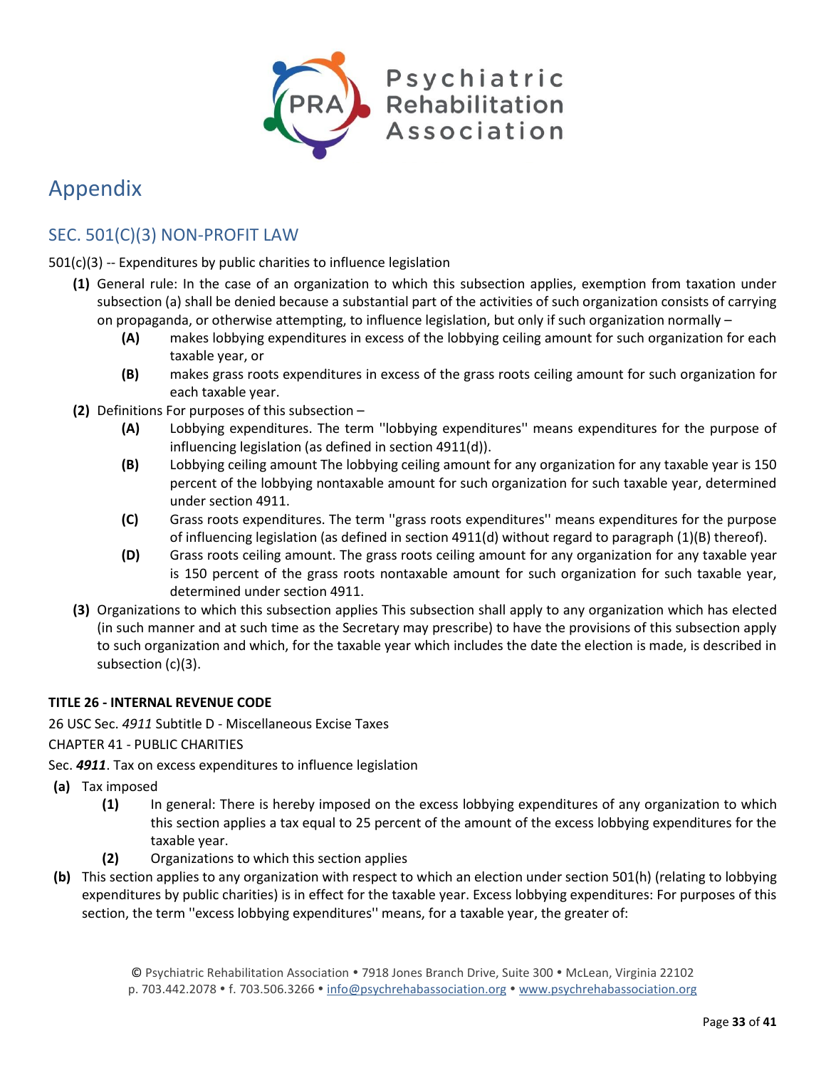# Appendix

## SEC. 501(C)(3) NON-PROFIT LAW

501(c)(3) -- Expenditures by public charities to influence legislation

**(1)** General rule: In the case of an organization to which this subsection applies, exemption from taxation under subsection (a) shall be denied because a substantial part of the activities of such organization consists of carrying on propaganda, or otherwise attempting, to influence legislation, but only if such organization normally –

- **(A)** makes lobbying expenditures in excess of the lobbying ceiling amount for such organization for each taxable year, or
- **(B)** makes grass roots expenditures in excess of the grass roots ceiling amount for such organization for each taxable year.

**(2)** Definitions For purposes of this subsection –

- **(A)** Lobbying expenditures. The term ''lobbying expenditures'' means expenditures for the purpose of influencing legislation (as defined in section 4911(d)).
- **(B)** Lobbying ceiling amount The lobbying ceiling amount for any organization for any taxable year is 150 percent of the lobbying nontaxable amount for such organization for such taxable year, determined under section 4911.
- **(C)** Grass roots expenditures. The term ''grass roots expenditures'' means expenditures for the purpose of influencing legislation (as defined in section 4911(d) without regard to paragraph (1)(B) thereof).
- **(D)** Grass roots ceiling amount. The grass roots ceiling amount for any organization for any taxable year is 150 percent of the grass roots nontaxable amount for such organization for such taxable year, determined under section 4911.

**(3)** Organizations to which this subsection applies This subsection shall apply to any organization which has elected (in such manner and at such time as the Secretary may prescribe) to have the provisions of this subsection apply to such organization and which, for the taxable year which includes the date the election is made, is described in subsection (c)(3).

**TITLE 26 - INTERNAL REVENUE CODE**

26 USC Sec. *4911* Subtitle D - Miscellaneous Excise Taxes

CHAPTER 41 - PUBLIC CHARITIES

Sec. ***4911***. Tax on excess expenditures to influence legislation

**(a)** Tax imposed

- **(1)** In general: There is hereby imposed on the excess lobbying expenditures of any organization to which this section applies a tax equal to 25 percent of the amount of the excess lobbying expenditures for the taxable year.
- **(2)** Organizations to which this section applies

**(b)** This section applies to any organization with respect to which an election under section 501(h) (relating to lobbying expenditures by public charities) is in effect for the taxable year. Excess lobbying expenditures: For purposes of this section, the term ''excess lobbying expenditures'' means, for a taxable year, the greater of: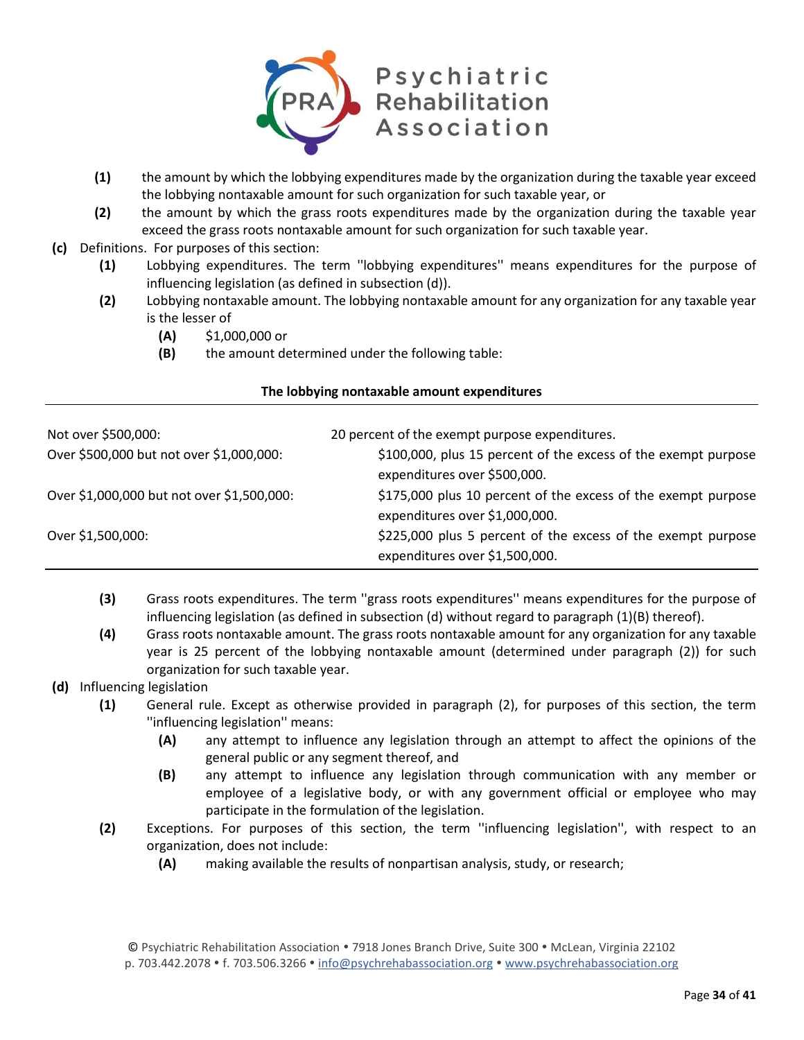**(1)** the amount by which the lobbying expenditures made by the organization during the taxable year exceed the lobbying nontaxable amount for such organization for such taxable year, or

**(2)** the amount by which the grass roots expenditures made by the organization during the taxable year exceed the grass roots nontaxable amount for such organization for such taxable year.

**(c)** Definitions. For purposes of this section:

**(1)** Lobbying expenditures. The term ''lobbying expenditures'' means expenditures for the purpose of influencing legislation (as defined in subsection (d)).

**(2)** Lobbying nontaxable amount. The lobbying nontaxable amount for any organization for any taxable year is the lesser of

**(A)** $1,000,000 or

**(B)** the amount determined under the following table:

**The lobbying nontaxable amount expenditures**

| | |
|---|---|
| Not over $500,000: | 20 percent of the exempt purpose expenditures. |
| Over $500,000 but not over $1,000,000: | $100,000, plus 15 percent of the excess of the exempt purpose expenditures over $500,000. |
| Over $1,000,000 but not over $1,500,000: | $175,000 plus 10 percent of the excess of the exempt purpose expenditures over $1,000,000. |
| Over $1,500,000: | $225,000 plus 5 percent of the excess of the exempt purpose expenditures over $1,500,000. |

**(3)** Grass roots expenditures. The term ''grass roots expenditures'' means expenditures for the purpose of influencing legislation (as defined in subsection (d) without regard to paragraph (1)(B) thereof).

**(4)** Grass roots nontaxable amount. The grass roots nontaxable amount for any organization for any taxable year is 25 percent of the lobbying nontaxable amount (determined under paragraph (2)) for such organization for such taxable year.

**(d)** Influencing legislation

**(1)** General rule. Except as otherwise provided in paragraph (2), for purposes of this section, the term ''influencing legislation'' means:

**(A)** any attempt to influence any legislation through an attempt to affect the opinions of the general public or any segment thereof, and

**(B)** any attempt to influence any legislation through communication with any member or employee of a legislative body, or with any government official or employee who may participate in the formulation of the legislation.

**(2)** Exceptions. For purposes of this section, the term ''influencing legislation'', with respect to an organization, does not include:

**(A)** making available the results of nonpartisan analysis, study, or research;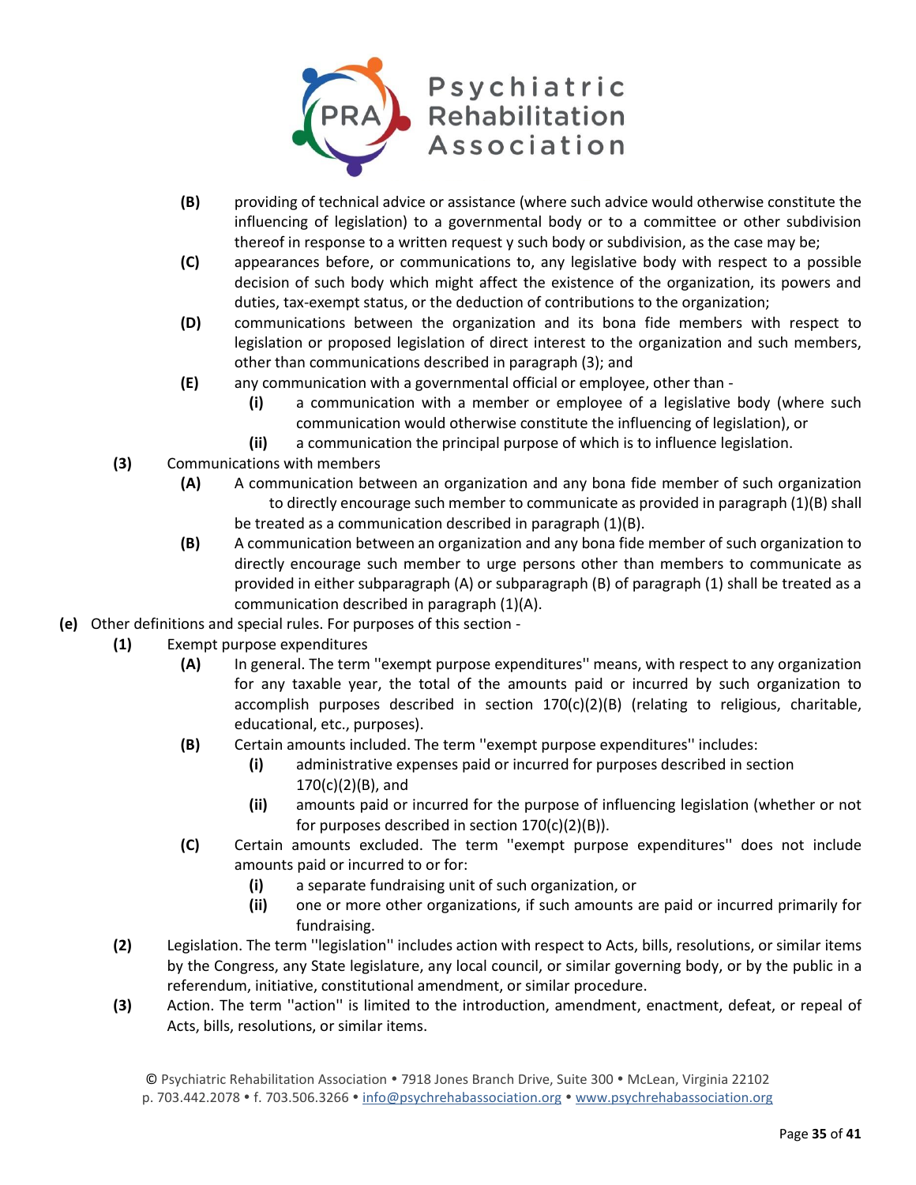- **(B)** providing of technical advice or assistance (where such advice would otherwise constitute the influencing of legislation) to a governmental body or to a committee or other subdivision thereof in response to a written request y such body or subdivision, as the case may be;
- **(C)** appearances before, or communications to, any legislative body with respect to a possible decision of such body which might affect the existence of the organization, its powers and duties, tax-exempt status, or the deduction of contributions to the organization;
- **(D)** communications between the organization and its bona fide members with respect to legislation or proposed legislation of direct interest to the organization and such members, other than communications described in paragraph (3); and
- **(E)** any communication with a governmental official or employee, other than -
  - **(i)** a communication with a member or employee of a legislative body (where such communication would otherwise constitute the influencing of legislation), or
  - **(ii)** a communication the principal purpose of which is to influence legislation.

**(3)** Communications with members

- **(A)** A communication between an organization and any bona fide member of such organization to directly encourage such member to communicate as provided in paragraph (1)(B) shall be treated as a communication described in paragraph (1)(B).
- **(B)** A communication between an organization and any bona fide member of such organization to directly encourage such member to urge persons other than members to communicate as provided in either subparagraph (A) or subparagraph (B) of paragraph (1) shall be treated as a communication described in paragraph (1)(A).

**(e)** Other definitions and special rules. For purposes of this section -

**(1)** Exempt purpose expenditures

- **(A)** In general. The term ''exempt purpose expenditures'' means, with respect to any organization for any taxable year, the total of the amounts paid or incurred by such organization to accomplish purposes described in section 170(c)(2)(B) (relating to religious, charitable, educational, etc., purposes).
- **(B)** Certain amounts included. The term ''exempt purpose expenditures'' includes:
  - **(i)** administrative expenses paid or incurred for purposes described in section 170(c)(2)(B), and
  - **(ii)** amounts paid or incurred for the purpose of influencing legislation (whether or not for purposes described in section 170(c)(2)(B)).
- **(C)** Certain amounts excluded. The term ''exempt purpose expenditures'' does not include amounts paid or incurred to or for:
  - **(i)** a separate fundraising unit of such organization, or
  - **(ii)** one or more other organizations, if such amounts are paid or incurred primarily for fundraising.

**(2)** Legislation. The term ''legislation'' includes action with respect to Acts, bills, resolutions, or similar items by the Congress, any State legislature, any local council, or similar governing body, or by the public in a referendum, initiative, constitutional amendment, or similar procedure.

**(3)** Action. The term ''action'' is limited to the introduction, amendment, enactment, defeat, or repeal of Acts, bills, resolutions, or similar items.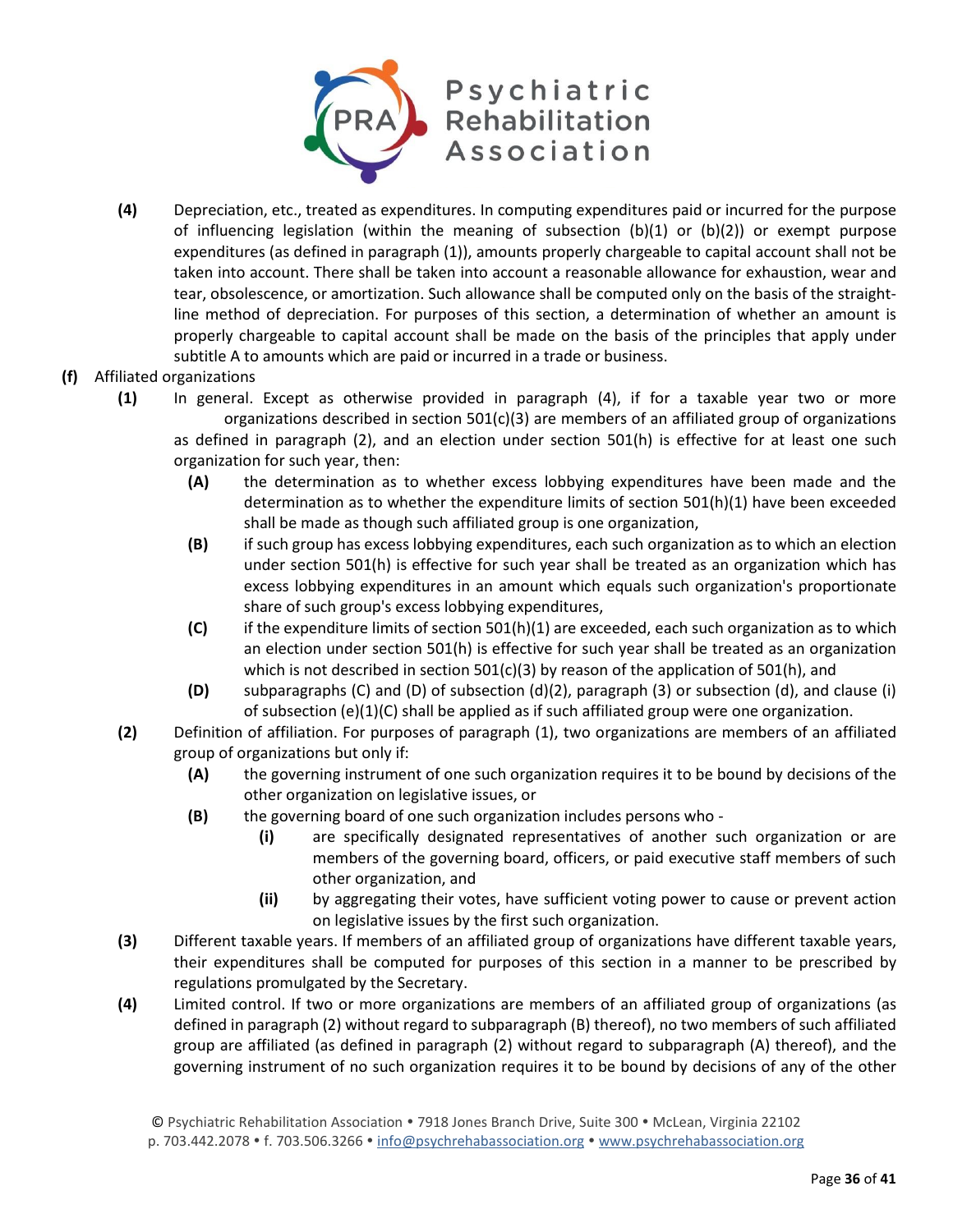**(4)** Depreciation, etc., treated as expenditures. In computing expenditures paid or incurred for the purpose of influencing legislation (within the meaning of subsection (b)(1) or (b)(2)) or exempt purpose expenditures (as defined in paragraph (1)), amounts properly chargeable to capital account shall not be taken into account. There shall be taken into account a reasonable allowance for exhaustion, wear and tear, obsolescence, or amortization. Such allowance shall be computed only on the basis of the straight-line method of depreciation. For purposes of this section, a determination of whether an amount is properly chargeable to capital account shall be made on the basis of the principles that apply under subtitle A to amounts which are paid or incurred in a trade or business.

**(f)** Affiliated organizations

**(1)** In general. Except as otherwise provided in paragraph (4), if for a taxable year two or more organizations described in section 501(c)(3) are members of an affiliated group of organizations as defined in paragraph (2), and an election under section 501(h) is effective for at least one such organization for such year, then:

- **(A)** the determination as to whether excess lobbying expenditures have been made and the determination as to whether the expenditure limits of section 501(h)(1) have been exceeded shall be made as though such affiliated group is one organization,
- **(B)** if such group has excess lobbying expenditures, each such organization as to which an election under section 501(h) is effective for such year shall be treated as an organization which has excess lobbying expenditures in an amount which equals such organization's proportionate share of such group's excess lobbying expenditures,
- **(C)** if the expenditure limits of section 501(h)(1) are exceeded, each such organization as to which an election under section 501(h) is effective for such year shall be treated as an organization which is not described in section 501(c)(3) by reason of the application of 501(h), and
- **(D)** subparagraphs (C) and (D) of subsection (d)(2), paragraph (3) or subsection (d), and clause (i) of subsection (e)(1)(C) shall be applied as if such affiliated group were one organization.

**(2)** Definition of affiliation. For purposes of paragraph (1), two organizations are members of an affiliated group of organizations but only if:

- **(A)** the governing instrument of one such organization requires it to be bound by decisions of the other organization on legislative issues, or
- **(B)** the governing board of one such organization includes persons who -
  - **(i)** are specifically designated representatives of another such organization or are members of the governing board, officers, or paid executive staff members of such other organization, and
  - **(ii)** by aggregating their votes, have sufficient voting power to cause or prevent action on legislative issues by the first such organization.

**(3)** Different taxable years. If members of an affiliated group of organizations have different taxable years, their expenditures shall be computed for purposes of this section in a manner to be prescribed by regulations promulgated by the Secretary.

**(4)** Limited control. If two or more organizations are members of an affiliated group of organizations (as defined in paragraph (2) without regard to subparagraph (B) thereof), no two members of such affiliated group are affiliated (as defined in paragraph (2) without regard to subparagraph (A) thereof), and the governing instrument of no such organization requires it to be bound by decisions of any of the other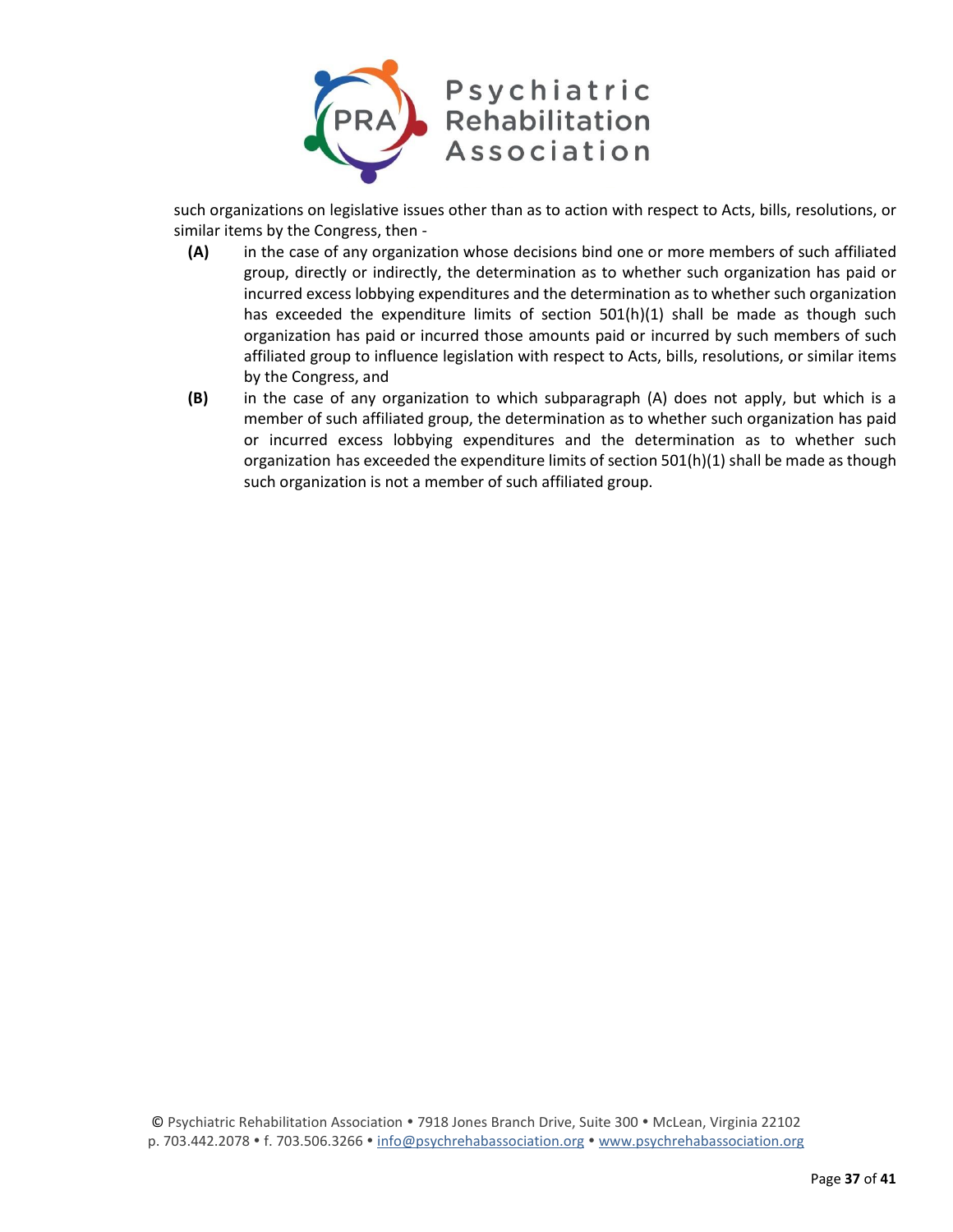such organizations on legislative issues other than as to action with respect to Acts, bills, resolutions, or similar items by the Congress, then -

- **(A)** in the case of any organization whose decisions bind one or more members of such affiliated group, directly or indirectly, the determination as to whether such organization has paid or incurred excess lobbying expenditures and the determination as to whether such organization has exceeded the expenditure limits of section 501(h)(1) shall be made as though such organization has paid or incurred those amounts paid or incurred by such members of such affiliated group to influence legislation with respect to Acts, bills, resolutions, or similar items by the Congress, and
- **(B)** in the case of any organization to which subparagraph (A) does not apply, but which is a member of such affiliated group, the determination as to whether such organization has paid or incurred excess lobbying expenditures and the determination as to whether such organization has exceeded the expenditure limits of section 501(h)(1) shall be made as though such organization is not a member of such affiliated group.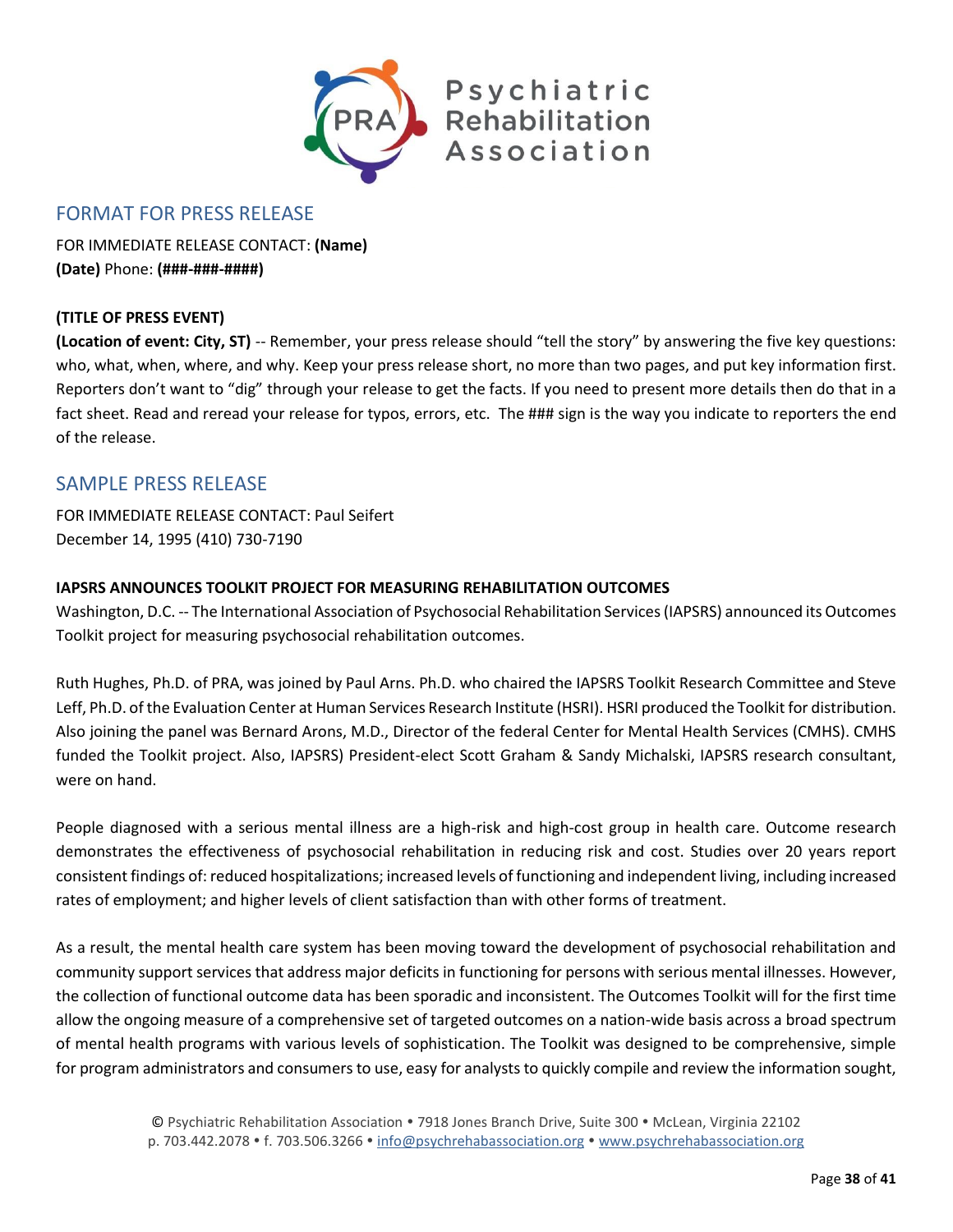## FORMAT FOR PRESS RELEASE

FOR IMMEDIATE RELEASE CONTACT: **(Name)**
**(Date)** Phone: **(###-###-####)**

**(TITLE OF PRESS EVENT)**
**(Location of event: City, ST)** -- Remember, your press release should "tell the story" by answering the five key questions: who, what, when, where, and why. Keep your press release short, no more than two pages, and put key information first. Reporters don't want to "dig" through your release to get the facts. If you need to present more details then do that in a fact sheet. Read and reread your release for typos, errors, etc. The ### sign is the way you indicate to reporters the end of the release.

## SAMPLE PRESS RELEASE

FOR IMMEDIATE RELEASE CONTACT: Paul Seifert
December 14, 1995 (410) 730-7190

**IAPSRS ANNOUNCES TOOLKIT PROJECT FOR MEASURING REHABILITATION OUTCOMES**
Washington, D.C. -- The International Association of Psychosocial Rehabilitation Services (IAPSRS) announced its Outcomes Toolkit project for measuring psychosocial rehabilitation outcomes.

Ruth Hughes, Ph.D. of PRA, was joined by Paul Arns. Ph.D. who chaired the IAPSRS Toolkit Research Committee and Steve Leff, Ph.D. of the Evaluation Center at Human Services Research Institute (HSRI). HSRI produced the Toolkit for distribution. Also joining the panel was Bernard Arons, M.D., Director of the federal Center for Mental Health Services (CMHS). CMHS funded the Toolkit project. Also, IAPSRS) President-elect Scott Graham & Sandy Michalski, IAPSRS research consultant, were on hand.

People diagnosed with a serious mental illness are a high-risk and high-cost group in health care. Outcome research demonstrates the effectiveness of psychosocial rehabilitation in reducing risk and cost. Studies over 20 years report consistent findings of: reduced hospitalizations; increased levels of functioning and independent living, including increased rates of employment; and higher levels of client satisfaction than with other forms of treatment.

As a result, the mental health care system has been moving toward the development of psychosocial rehabilitation and community support services that address major deficits in functioning for persons with serious mental illnesses. However, the collection of functional outcome data has been sporadic and inconsistent. The Outcomes Toolkit will for the first time allow the ongoing measure of a comprehensive set of targeted outcomes on a nation-wide basis across a broad spectrum of mental health programs with various levels of sophistication. The Toolkit was designed to be comprehensive, simple for program administrators and consumers to use, easy for analysts to quickly compile and review the information sought,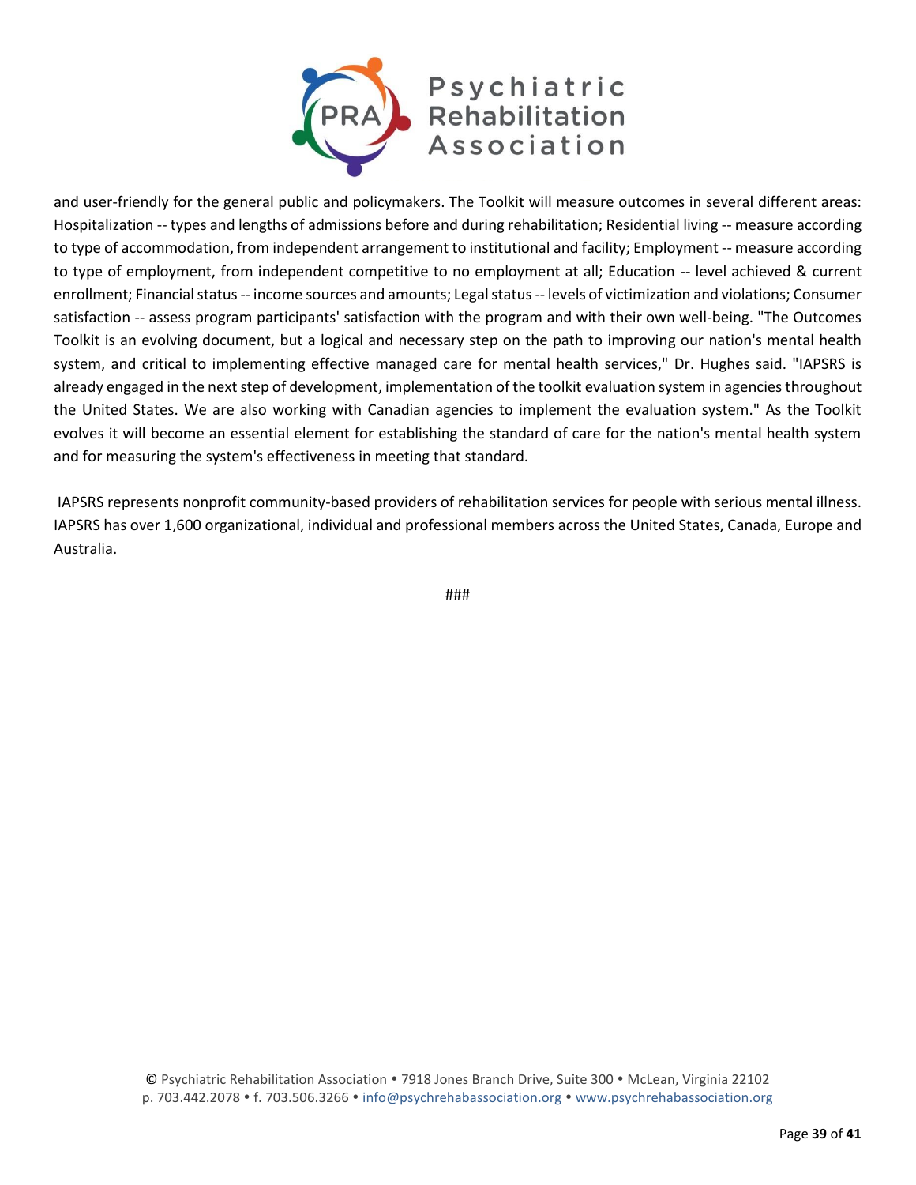and user-friendly for the general public and policymakers. The Toolkit will measure outcomes in several different areas: Hospitalization -- types and lengths of admissions before and during rehabilitation; Residential living -- measure according to type of accommodation, from independent arrangement to institutional and facility; Employment -- measure according to type of employment, from independent competitive to no employment at all; Education -- level achieved & current enrollment; Financial status -- income sources and amounts; Legal status -- levels of victimization and violations; Consumer satisfaction -- assess program participants' satisfaction with the program and with their own well-being. "The Outcomes Toolkit is an evolving document, but a logical and necessary step on the path to improving our nation's mental health system, and critical to implementing effective managed care for mental health services," Dr. Hughes said. "IAPSRS is already engaged in the next step of development, implementation of the toolkit evaluation system in agencies throughout the United States. We are also working with Canadian agencies to implement the evaluation system." As the Toolkit evolves it will become an essential element for establishing the standard of care for the nation's mental health system and for measuring the system's effectiveness in meeting that standard.

IAPSRS represents nonprofit community-based providers of rehabilitation services for people with serious mental illness. IAPSRS has over 1,600 organizational, individual and professional members across the United States, Canada, Europe and Australia.

###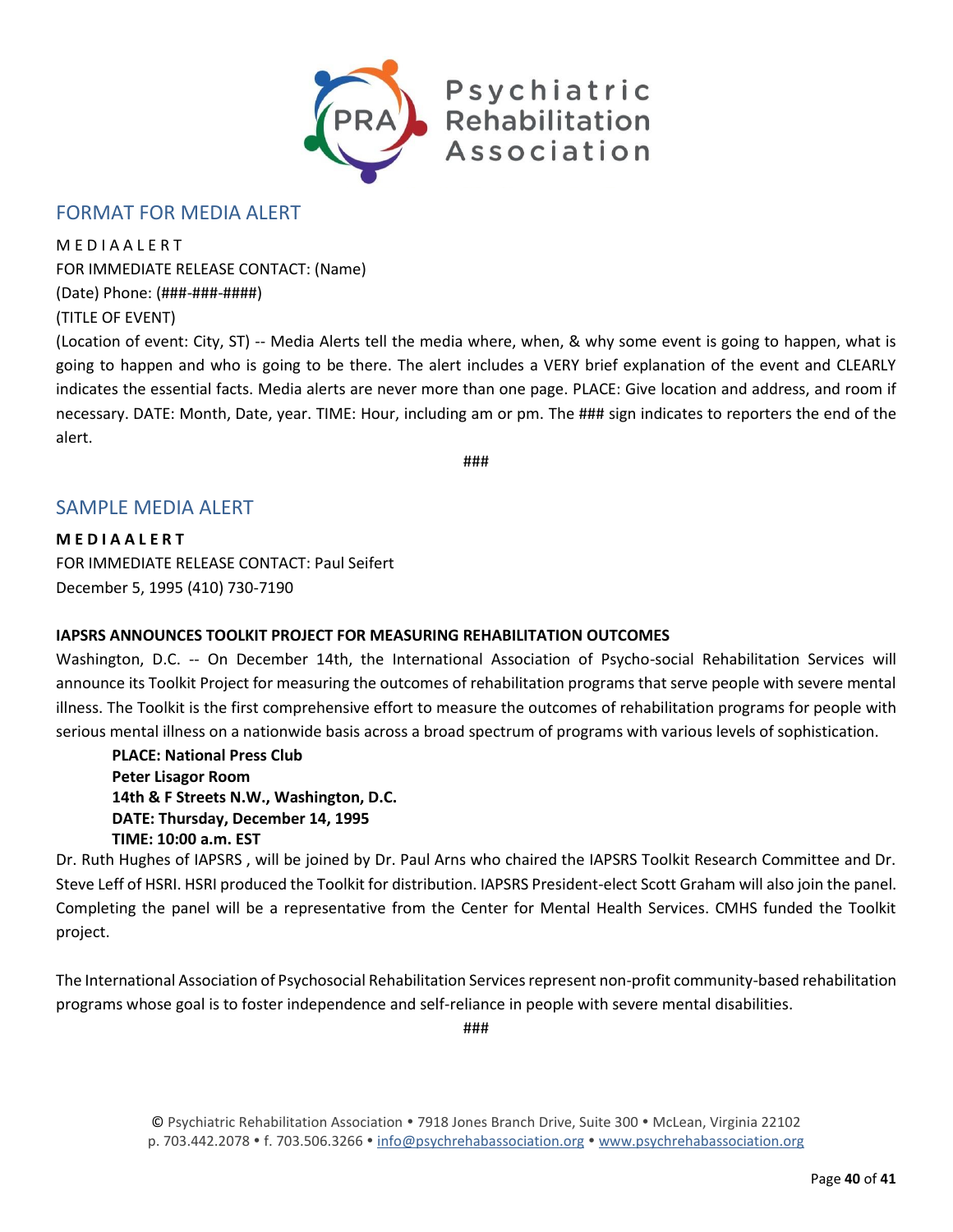## FORMAT FOR MEDIA ALERT

M E D I A A L E R T
FOR IMMEDIATE RELEASE CONTACT: (Name)
(Date) Phone: (###-###-####)
(TITLE OF EVENT)
(Location of event: City, ST) -- Media Alerts tell the media where, when, & why some event is going to happen, what is going to happen and who is going to be there. The alert includes a VERY brief explanation of the event and CLEARLY indicates the essential facts. Media alerts are never more than one page. PLACE: Give location and address, and room if necessary. DATE: Month, Date, year. TIME: Hour, including am or pm. The ### sign indicates to reporters the end of the alert.

###

## SAMPLE MEDIA ALERT

**M E D I A A L E R T**
FOR IMMEDIATE RELEASE CONTACT: Paul Seifert
December 5, 1995 (410) 730-7190

**IAPSRS ANNOUNCES TOOLKIT PROJECT FOR MEASURING REHABILITATION OUTCOMES**
Washington, D.C. -- On December 14th, the International Association of Psycho-social Rehabilitation Services will announce its Toolkit Project for measuring the outcomes of rehabilitation programs that serve people with severe mental illness. The Toolkit is the first comprehensive effort to measure the outcomes of rehabilitation programs for people with serious mental illness on a nationwide basis across a broad spectrum of programs with various levels of sophistication.

**PLACE: National Press Club**
**Peter Lisagor Room**
**14th & F Streets N.W., Washington, D.C.**
**DATE: Thursday, December 14, 1995**
**TIME: 10:00 a.m. EST**

Dr. Ruth Hughes of IAPSRS , will be joined by Dr. Paul Arns who chaired the IAPSRS Toolkit Research Committee and Dr. Steve Leff of HSRI. HSRI produced the Toolkit for distribution. IAPSRS President-elect Scott Graham will also join the panel. Completing the panel will be a representative from the Center for Mental Health Services. CMHS funded the Toolkit project.

The International Association of Psychosocial Rehabilitation Services represent non-profit community-based rehabilitation programs whose goal is to foster independence and self-reliance in people with severe mental disabilities.

###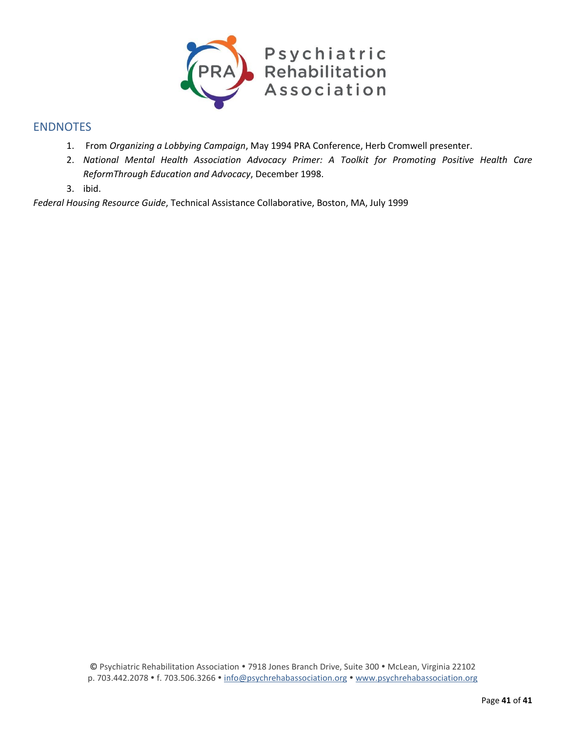## ENDNOTES

1. From *Organizing a Lobbying Campaign*, May 1994 PRA Conference, Herb Cromwell presenter.
2. *National Mental Health Association Advocacy Primer: A Toolkit for Promoting Positive Health Care ReformThrough Education and Advocacy*, December 1998.
3. ibid.

*Federal Housing Resource Guide*, Technical Assistance Collaborative, Boston, MA, July 1999